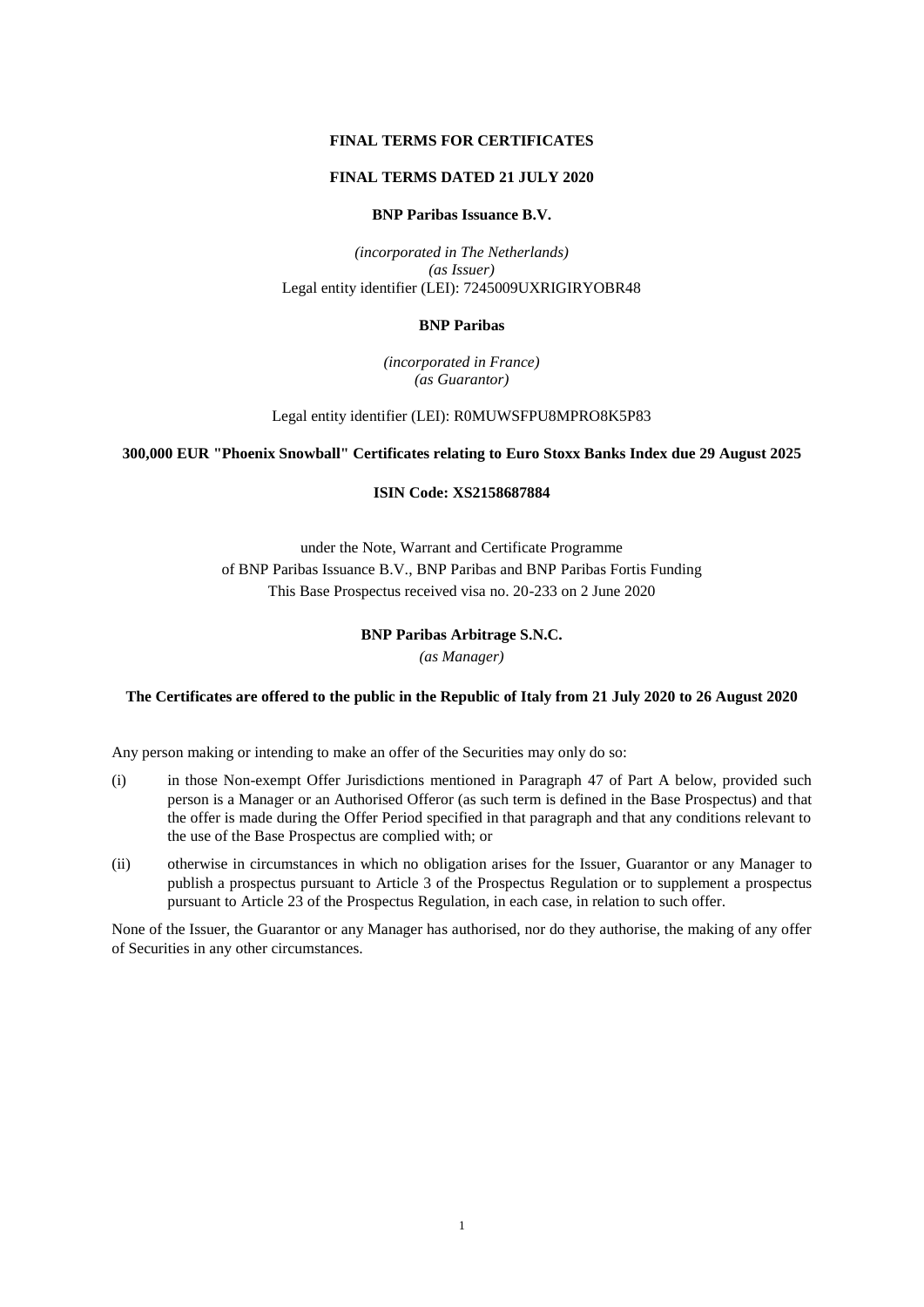**FINAL TERMS FOR CERTIFICATES**

**FINAL TERMS DATED 21 JULY 2020**

**BNP Paribas Issuance B.V.**

*(incorporated in The Netherlands)*
*(as Issuer)*
Legal entity identifier (LEI): 7245009UXRIGIRYOBR48

**BNP Paribas**

*(incorporated in France)*
*(as Guarantor)*

Legal entity identifier (LEI): R0MUWSFPU8MPRO8K5P83

**300,000 EUR "Phoenix Snowball" Certificates relating to Euro Stoxx Banks Index due 29 August 2025**

**ISIN Code: XS2158687884**

under the Note, Warrant and Certificate Programme
of BNP Paribas Issuance B.V., BNP Paribas and BNP Paribas Fortis Funding
This Base Prospectus received visa no. 20-233 on 2 June 2020

**BNP Paribas Arbitrage S.N.C.**

*(as Manager)*

**The Certificates are offered to the public in the Republic of Italy from 21 July 2020 to 26 August 2020**

Any person making or intending to make an offer of the Securities may only do so:

(i) in those Non-exempt Offer Jurisdictions mentioned in Paragraph 47 of Part A below, provided such person is a Manager or an Authorised Offeror (as such term is defined in the Base Prospectus) and that the offer is made during the Offer Period specified in that paragraph and that any conditions relevant to the use of the Base Prospectus are complied with; or

(ii) otherwise in circumstances in which no obligation arises for the Issuer, Guarantor or any Manager to publish a prospectus pursuant to Article 3 of the Prospectus Regulation or to supplement a prospectus pursuant to Article 23 of the Prospectus Regulation, in each case, in relation to such offer.

None of the Issuer, the Guarantor or any Manager has authorised, nor do they authorise, the making of any offer of Securities in any other circumstances.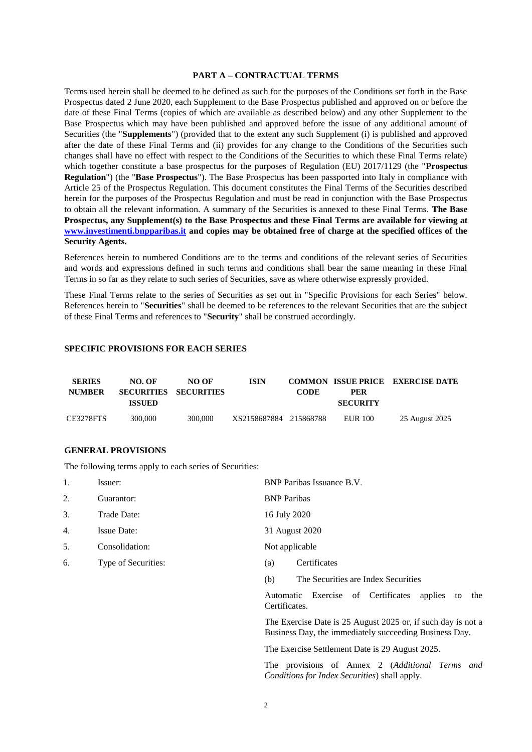## PART A – CONTRACTUAL TERMS

Terms used herein shall be deemed to be defined as such for the purposes of the Conditions set forth in the Base Prospectus dated 2 June 2020, each Supplement to the Base Prospectus published and approved on or before the date of these Final Terms (copies of which are available as described below) and any other Supplement to the Base Prospectus which may have been published and approved before the issue of any additional amount of Securities (the "**Supplements**") (provided that to the extent any such Supplement (i) is published and approved after the date of these Final Terms and (ii) provides for any change to the Conditions of the Securities such changes shall have no effect with respect to the Conditions of the Securities to which these Final Terms relate) which together constitute a base prospectus for the purposes of Regulation (EU) 2017/1129 (the "**Prospectus Regulation**") (the "**Base Prospectus**"). The Base Prospectus has been passported into Italy in compliance with Article 25 of the Prospectus Regulation. This document constitutes the Final Terms of the Securities described herein for the purposes of the Prospectus Regulation and must be read in conjunction with the Base Prospectus to obtain all the relevant information. A summary of the Securities is annexed to these Final Terms. **The Base Prospectus, any Supplement(s) to the Base Prospectus and these Final Terms are available for viewing at [www.investimenti.bnpparibas.it](www.investimenti.bnpparibas.it) and copies may be obtained free of charge at the specified offices of the Security Agents.**

References herein to numbered Conditions are to the terms and conditions of the relevant series of Securities and words and expressions defined in such terms and conditions shall bear the same meaning in these Final Terms in so far as they relate to such series of Securities, save as where otherwise expressly provided.

These Final Terms relate to the series of Securities as set out in "Specific Provisions for each Series" below. References herein to "**Securities**" shall be deemed to be references to the relevant Securities that are the subject of these Final Terms and references to "**Security**" shall be construed accordingly.

### SPECIFIC PROVISIONS FOR EACH SERIES

| SERIES NUMBER | NO. OF SECURITIES ISSUED | NO OF SECURITIES | ISIN | COMMON CODE | ISSUE PRICE PER SECURITY | EXERCISE DATE |
|---|---|---|---|---|---|---|
| CE3278FTS | 300,000 | 300,000 | XS2158687884 | 215868788 | EUR 100 | 25 August 2025 |

### GENERAL PROVISIONS

The following terms apply to each series of Securities:

| | | |
|---|---|---|
| 1. | Issuer: | BNP Paribas Issuance B.V. |
| 2. | Guarantor: | BNP Paribas |
| 3. | Trade Date: | 16 July 2020 |
| 4. | Issue Date: | 31 August 2020 |
| 5. | Consolidation: | Not applicable |
| 6. | Type of Securities: | (a) Certificates |
| | | (b) The Securities are Index Securities |

Automatic Exercise of Certificates applies to the Certificates.

The Exercise Date is 25 August 2025 or, if such day is not a Business Day, the immediately succeeding Business Day.

The Exercise Settlement Date is 29 August 2025.

The provisions of Annex 2 (*Additional Terms and Conditions for Index Securities*) shall apply.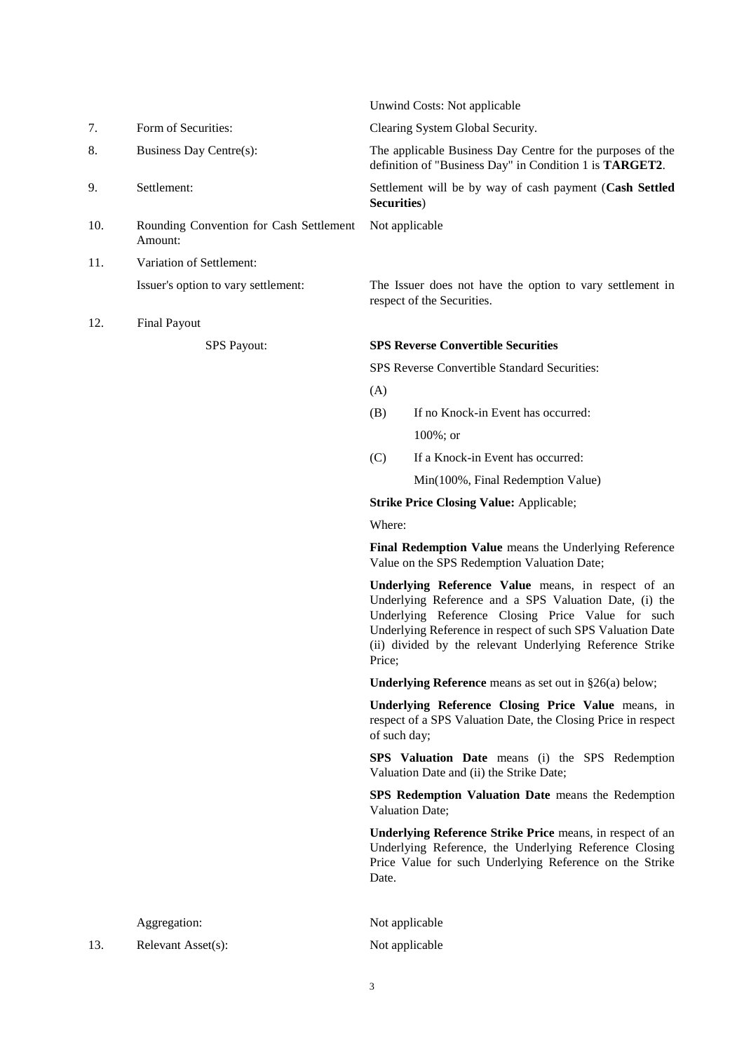| | | |
|---|---|---|
| | | Unwind Costs: Not applicable |
| 7. | Form of Securities: | Clearing System Global Security. |
| 8. | Business Day Centre(s): | The applicable Business Day Centre for the purposes of the definition of "Business Day" in Condition 1 is **TARGET2**. |
| 9. | Settlement: | Settlement will be by way of cash payment (**Cash Settled Securities**) |
| 10. | Rounding Convention for Cash Settlement Amount: | Not applicable |
| 11. | Variation of Settlement: | |
| | Issuer's option to vary settlement: | The Issuer does not have the option to vary settlement in respect of the Securities. |
| 12. | Final Payout | |
| | SPS Payout: | **SPS Reverse Convertible Securities** |

SPS Reverse Convertible Standard Securities:

(A)

(B) If no Knock-in Event has occurred:

100%; or

(C) If a Knock-in Event has occurred:

Min(100%, Final Redemption Value)

**Strike Price Closing Value:** Applicable;

Where:

**Final Redemption Value** means the Underlying Reference Value on the SPS Redemption Valuation Date;

**Underlying Reference Value** means, in respect of an Underlying Reference and a SPS Valuation Date, (i) the Underlying Reference Closing Price Value for such Underlying Reference in respect of such SPS Valuation Date (ii) divided by the relevant Underlying Reference Strike Price;

**Underlying Reference** means as set out in §26(a) below;

**Underlying Reference Closing Price Value** means, in respect of a SPS Valuation Date, the Closing Price in respect of such day;

**SPS Valuation Date** means (i) the SPS Redemption Valuation Date and (ii) the Strike Date;

**SPS Redemption Valuation Date** means the Redemption Valuation Date;

**Underlying Reference Strike Price** means, in respect of an Underlying Reference, the Underlying Reference Closing Price Value for such Underlying Reference on the Strike Date.

| | | |
|---|---|---|
| | Aggregation: | Not applicable |
| 13. | Relevant Asset(s): | Not applicable |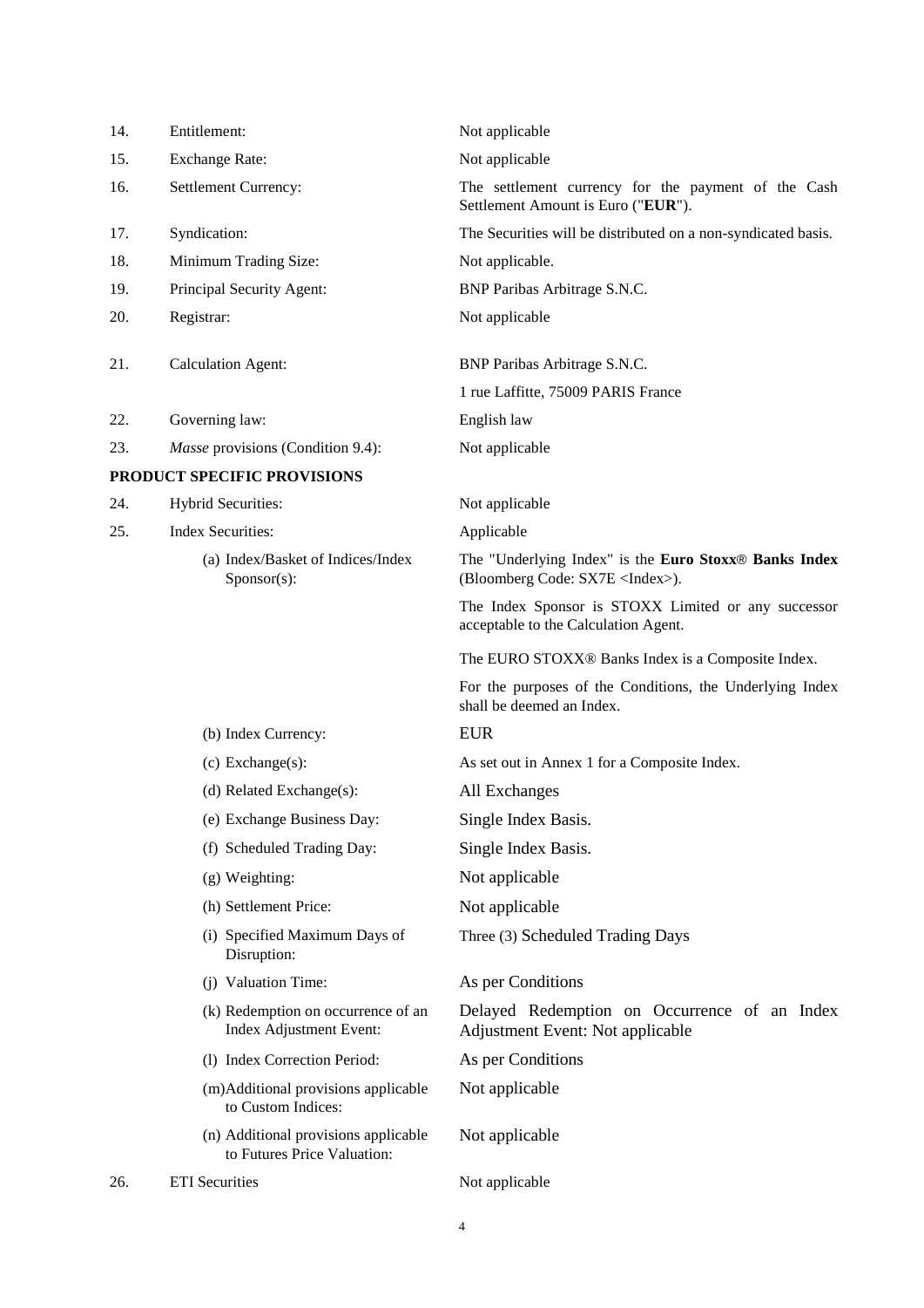| | | |
|---|---|---|
| 14. | Entitlement: | Not applicable |
| 15. | Exchange Rate: | Not applicable |
| 16. | Settlement Currency: | The settlement currency for the payment of the Cash Settlement Amount is Euro ("**EUR**"). |
| 17. | Syndication: | The Securities will be distributed on a non-syndicated basis. |
| 18. | Minimum Trading Size: | Not applicable. |
| 19. | Principal Security Agent: | BNP Paribas Arbitrage S.N.C. |
| 20. | Registrar: | Not applicable |
| 21. | Calculation Agent: | BNP Paribas Arbitrage S.N.C.<br>1 rue Laffitte, 75009 PARIS France |
| 22. | Governing law: | English law |
| 23. | *Masse* provisions (Condition 9.4): | Not applicable |

**PRODUCT SPECIFIC PROVISIONS**

| | | |
|---|---|---|
| 24. | Hybrid Securities: | Not applicable |
| 25. | Index Securities: | Applicable |
| | (a) Index/Basket of Indices/Index Sponsor(s): | The "Underlying Index" is the **Euro Stoxx® Banks Index** (Bloomberg Code: SX7E <Index>).<br>The Index Sponsor is STOXX Limited or any successor acceptable to the Calculation Agent.<br>The EURO STOXX® Banks Index is a Composite Index.<br>For the purposes of the Conditions, the Underlying Index shall be deemed an Index. |
| | (b) Index Currency: | EUR |
| | (c) Exchange(s): | As set out in Annex 1 for a Composite Index. |
| | (d) Related Exchange(s): | All Exchanges |
| | (e) Exchange Business Day: | Single Index Basis. |
| | (f) Scheduled Trading Day: | Single Index Basis. |
| | (g) Weighting: | Not applicable |
| | (h) Settlement Price: | Not applicable |
| | (i) Specified Maximum Days of Disruption: | Three (3) Scheduled Trading Days |
| | (j) Valuation Time: | As per Conditions |
| | (k) Redemption on occurrence of an Index Adjustment Event: | Delayed Redemption on Occurrence of an Index Adjustment Event: Not applicable |
| | (l) Index Correction Period: | As per Conditions |
| | (m) Additional provisions applicable to Custom Indices: | Not applicable |
| | (n) Additional provisions applicable to Futures Price Valuation: | Not applicable |
| 26. | ETI Securities | Not applicable |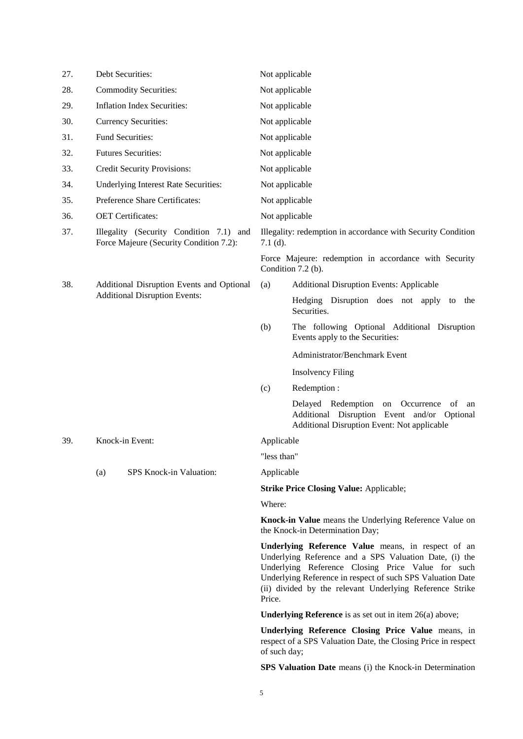| | | |
|---|---|---|
| 27. | Debt Securities: | Not applicable |
| 28. | Commodity Securities: | Not applicable |
| 29. | Inflation Index Securities: | Not applicable |
| 30. | Currency Securities: | Not applicable |
| 31. | Fund Securities: | Not applicable |
| 32. | Futures Securities: | Not applicable |
| 33. | Credit Security Provisions: | Not applicable |
| 34. | Underlying Interest Rate Securities: | Not applicable |
| 35. | Preference Share Certificates: | Not applicable |
| 36. | OET Certificates: | Not applicable |
| 37. | Illegality (Security Condition 7.1) and Force Majeure (Security Condition 7.2): | Illegality: redemption in accordance with Security Condition 7.1 (d).<br><br>Force Majeure: redemption in accordance with Security Condition 7.2 (b). |
| 38. | Additional Disruption Events and Optional Additional Disruption Events: | (a) Additional Disruption Events: Applicable<br><br>Hedging Disruption does not apply to the Securities.<br><br>(b) The following Optional Additional Disruption Events apply to the Securities:<br><br>Administrator/Benchmark Event<br><br>Insolvency Filing<br><br>(c) Redemption :<br><br>Delayed Redemption on Occurrence of an Additional Disruption Event and/or Optional Additional Disruption Event: Not applicable |
| 39. | Knock-in Event: | Applicable<br><br>"less than" |
| | (a) SPS Knock-in Valuation: | Applicable<br><br>**Strike Price Closing Value:** Applicable;<br><br>Where:<br><br>**Knock-in Value** means the Underlying Reference Value on the Knock-in Determination Day;<br><br>**Underlying Reference Value** means, in respect of an Underlying Reference and a SPS Valuation Date, (i) the Underlying Reference Closing Price Value for such Underlying Reference in respect of such SPS Valuation Date (ii) divided by the relevant Underlying Reference Strike Price.<br><br>**Underlying Reference** is as set out in item 26(a) above;<br><br>**Underlying Reference Closing Price Value** means, in respect of a SPS Valuation Date, the Closing Price in respect of such day;<br><br>**SPS Valuation Date** means (i) the Knock-in Determination |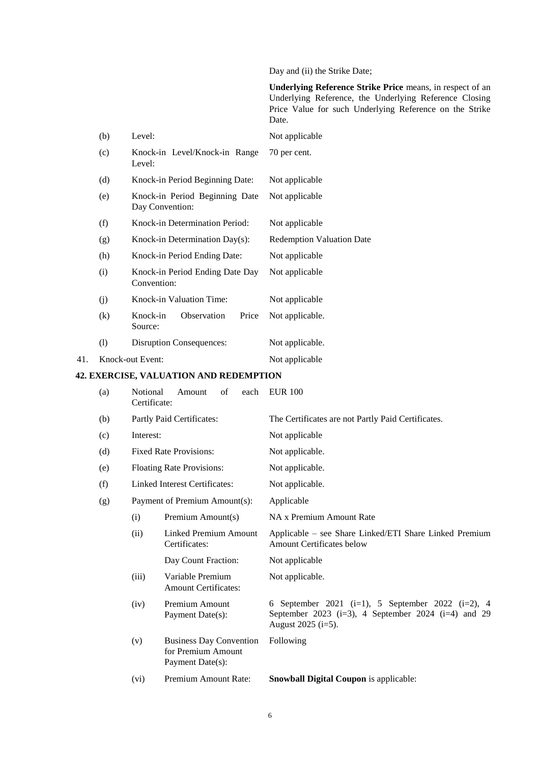Day and (ii) the Strike Date;

**Underlying Reference Strike Price** means, in respect of an Underlying Reference, the Underlying Reference Closing Price Value for such Underlying Reference on the Strike Date.

| | | | |
|---|---|---|---|
| | (b) | Level: | Not applicable |
| | (c) | Knock-in Level/Knock-in Range Level: | 70 per cent. |
| | (d) | Knock-in Period Beginning Date: | Not applicable |
| | (e) | Knock-in Period Beginning Date Day Convention: | Not applicable |
| | (f) | Knock-in Determination Period: | Not applicable |
| | (g) | Knock-in Determination Day(s): | Redemption Valuation Date |
| | (h) | Knock-in Period Ending Date: | Not applicable |
| | (i) | Knock-in Period Ending Date Day Convention: | Not applicable |
| | (j) | Knock-in Valuation Time: | Not applicable |
| | (k) | Knock-in Observation Price Source: | Not applicable. |
| | (l) | Disruption Consequences: | Not applicable. |
| 41. | Knock-out Event: | | Not applicable |

## 42. EXERCISE, VALUATION AND REDEMPTION

| | | | |
|---|---|---|---|
| (a) | Notional Amount of each Certificate: | | EUR 100 |
| (b) | Partly Paid Certificates: | | The Certificates are not Partly Paid Certificates. |
| (c) | Interest: | | Not applicable |
| (d) | Fixed Rate Provisions: | | Not applicable. |
| (e) | Floating Rate Provisions: | | Not applicable. |
| (f) | Linked Interest Certificates: | | Not applicable. |
| (g) | Payment of Premium Amount(s): | | Applicable |
| | (i) | Premium Amount(s) | NA x Premium Amount Rate |
| | (ii) | Linked Premium Amount Certificates: | Applicable – see Share Linked/ETI Share Linked Premium Amount Certificates below |
| | | Day Count Fraction: | Not applicable |
| | (iii) | Variable Premium Amount Certificates: | Not applicable. |
| | (iv) | Premium Amount Payment Date(s): | 6 September 2021 (i=1), 5 September 2022 (i=2), 4 September 2023 (i=3), 4 September 2024 (i=4) and 29 August 2025 (i=5). |
| | (v) | Business Day Convention for Premium Amount Payment Date(s): | Following |
| | (vi) | Premium Amount Rate: | **Snowball Digital Coupon** is applicable: |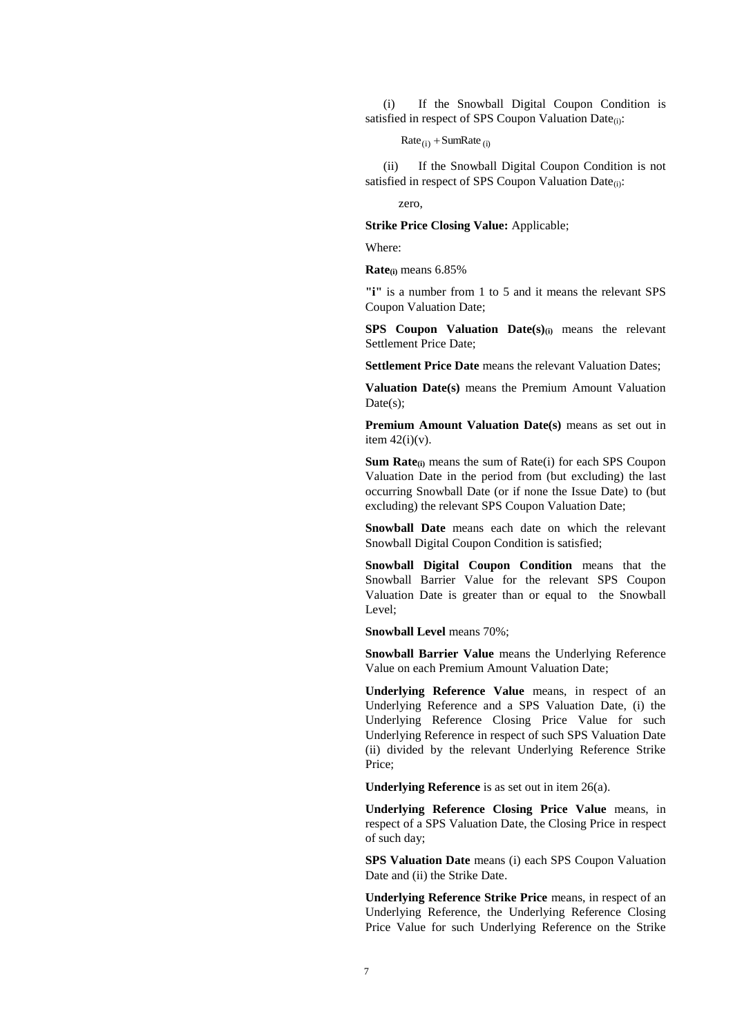(i) If the Snowball Digital Coupon Condition is satisfied in respect of SPS Coupon Valuation Date$_{(i)}$:

$$\text{Rate}_{(i)} + \text{SumRate}_{(i)}$$

(ii) If the Snowball Digital Coupon Condition is not satisfied in respect of SPS Coupon Valuation Date$_{(i)}$:

zero,

**Strike Price Closing Value:** Applicable;

Where:

**Rate$_{(i)}$** means 6.85%

**"i"** is a number from 1 to 5 and it means the relevant SPS Coupon Valuation Date;

**SPS Coupon Valuation Date(s)$_{(i)}$** means the relevant Settlement Price Date;

**Settlement Price Date** means the relevant Valuation Dates;

**Valuation Date(s)** means the Premium Amount Valuation Date(s);

**Premium Amount Valuation Date(s)** means as set out in item 42(i)(v).

**Sum Rate$_{(i)}$** means the sum of Rate(i) for each SPS Coupon Valuation Date in the period from (but excluding) the last occurring Snowball Date (or if none the Issue Date) to (but excluding) the relevant SPS Coupon Valuation Date;

**Snowball Date** means each date on which the relevant Snowball Digital Coupon Condition is satisfied;

**Snowball Digital Coupon Condition** means that the Snowball Barrier Value for the relevant SPS Coupon Valuation Date is greater than or equal to the Snowball Level;

**Snowball Level** means 70%;

**Snowball Barrier Value** means the Underlying Reference Value on each Premium Amount Valuation Date;

**Underlying Reference Value** means, in respect of an Underlying Reference and a SPS Valuation Date, (i) the Underlying Reference Closing Price Value for such Underlying Reference in respect of such SPS Valuation Date (ii) divided by the relevant Underlying Reference Strike Price;

**Underlying Reference** is as set out in item 26(a).

**Underlying Reference Closing Price Value** means, in respect of a SPS Valuation Date, the Closing Price in respect of such day;

**SPS Valuation Date** means (i) each SPS Coupon Valuation Date and (ii) the Strike Date.

**Underlying Reference Strike Price** means, in respect of an Underlying Reference, the Underlying Reference Closing Price Value for such Underlying Reference on the Strike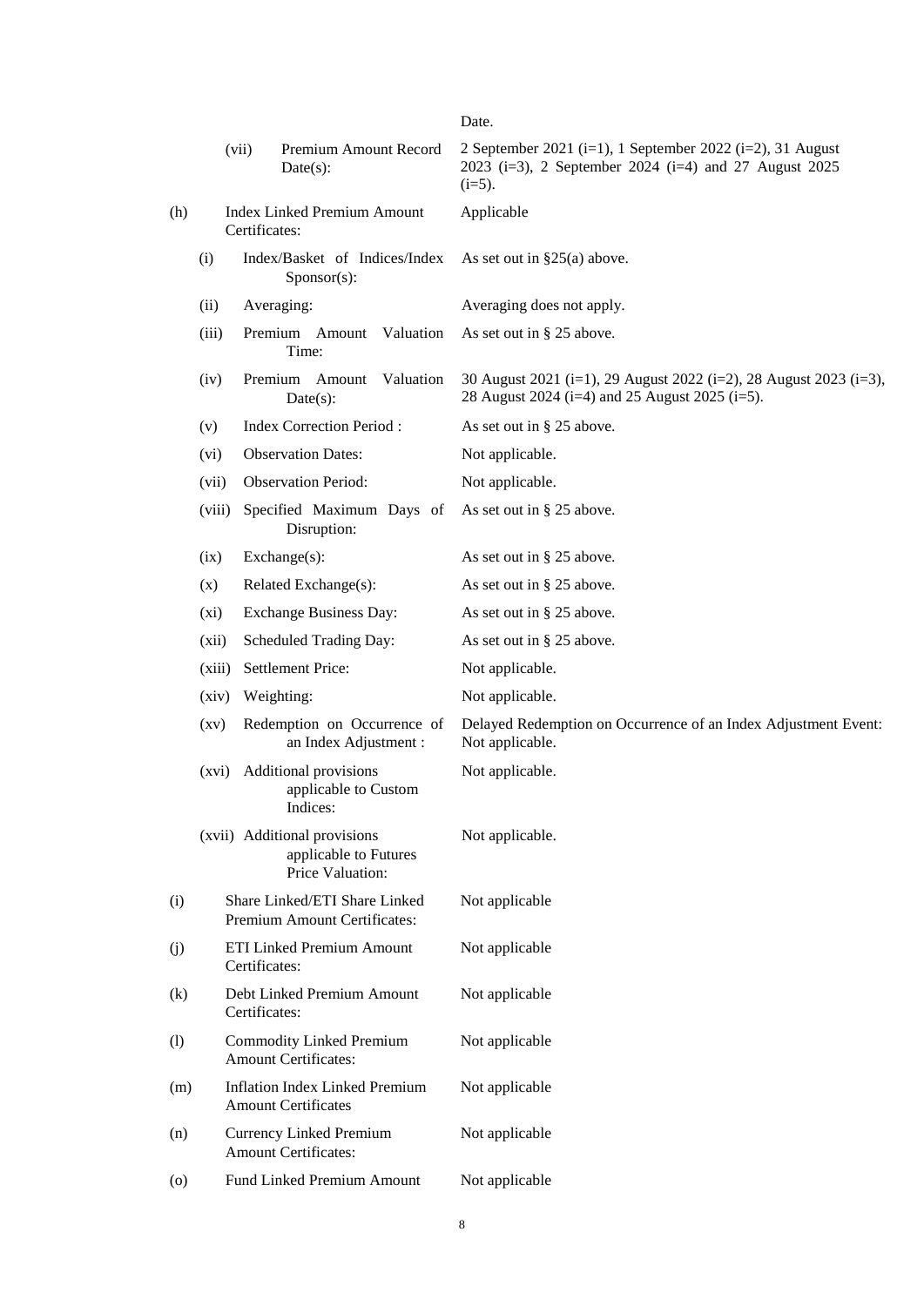| | | |
|---|---|---|
| | | Date. |
| | (vii) Premium Amount Record Date(s): | 2 September 2021 (i=1), 1 September 2022 (i=2), 31 August 2023 (i=3), 2 September 2024 (i=4) and 27 August 2025 (i=5). |
| (h) | Index Linked Premium Amount Certificates: | Applicable |
| | (i) Index/Basket of Indices/Index Sponsor(s): | As set out in §25(a) above. |
| | (ii) Averaging: | Averaging does not apply. |
| | (iii) Premium Amount Valuation Time: | As set out in § 25 above. |
| | (iv) Premium Amount Valuation Date(s): | 30 August 2021 (i=1), 29 August 2022 (i=2), 28 August 2023 (i=3), 28 August 2024 (i=4) and 25 August 2025 (i=5). |
| | (v) Index Correction Period : | As set out in § 25 above. |
| | (vi) Observation Dates: | Not applicable. |
| | (vii) Observation Period: | Not applicable. |
| | (viii) Specified Maximum Days of Disruption: | As set out in § 25 above. |
| | (ix) Exchange(s): | As set out in § 25 above. |
| | (x) Related Exchange(s): | As set out in § 25 above. |
| | (xi) Exchange Business Day: | As set out in § 25 above. |
| | (xii) Scheduled Trading Day: | As set out in § 25 above. |
| | (xiii) Settlement Price: | Not applicable. |
| | (xiv) Weighting: | Not applicable. |
| | (xv) Redemption on Occurrence of an Index Adjustment : | Delayed Redemption on Occurrence of an Index Adjustment Event: Not applicable. |
| | (xvi) Additional provisions applicable to Custom Indices: | Not applicable. |
| | (xvii) Additional provisions applicable to Futures Price Valuation: | Not applicable. |
| (i) | Share Linked/ETI Share Linked Premium Amount Certificates: | Not applicable |
| (j) | ETI Linked Premium Amount Certificates: | Not applicable |
| (k) | Debt Linked Premium Amount Certificates: | Not applicable |
| (l) | Commodity Linked Premium Amount Certificates: | Not applicable |
| (m) | Inflation Index Linked Premium Amount Certificates | Not applicable |
| (n) | Currency Linked Premium Amount Certificates: | Not applicable |
| (o) | Fund Linked Premium Amount | Not applicable |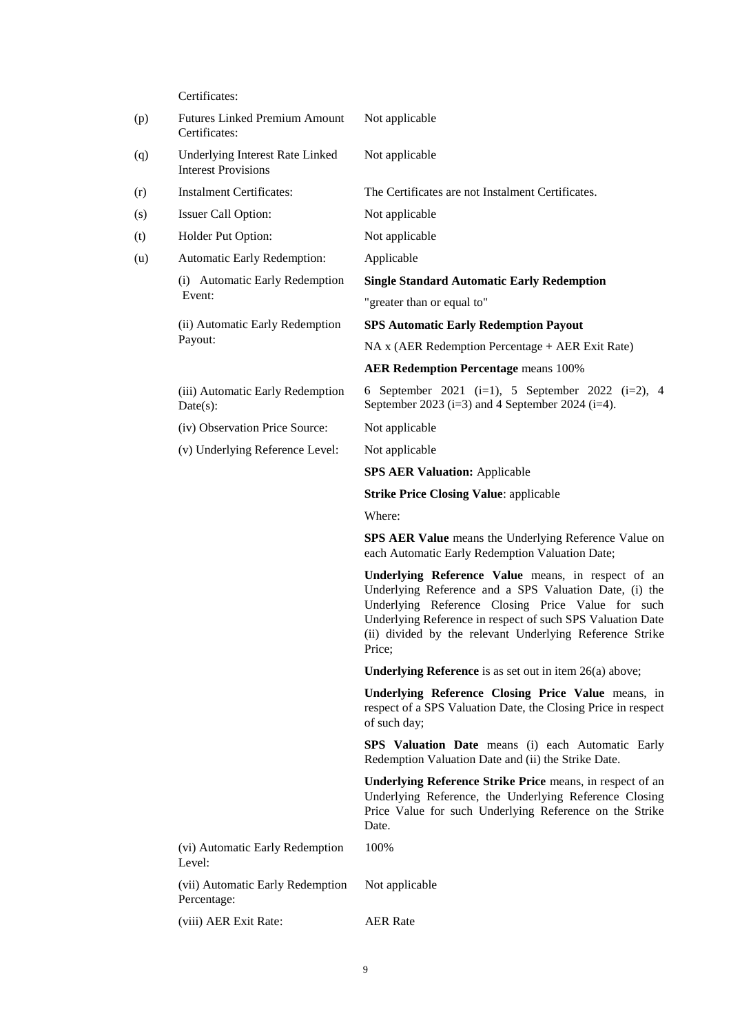Certificates:

| | | |
|---|---|---|
| (p) | Futures Linked Premium Amount Certificates: | Not applicable |
| (q) | Underlying Interest Rate Linked Interest Provisions | Not applicable |
| (r) | Instalment Certificates: | The Certificates are not Instalment Certificates. |
| (s) | Issuer Call Option: | Not applicable |
| (t) | Holder Put Option: | Not applicable |
| (u) | Automatic Early Redemption: | Applicable |
| | (i) Automatic Early Redemption Event: | **Single Standard Automatic Early Redemption**<br><br>"greater than or equal to" |
| | (ii) Automatic Early Redemption Payout: | **SPS Automatic Early Redemption Payout**<br><br>NA x (AER Redemption Percentage + AER Exit Rate)<br><br>**AER Redemption Percentage** means 100% |
| | (iii) Automatic Early Redemption Date(s): | 6 September 2021 (i=1), 5 September 2022 (i=2), 4 September 2023 (i=3) and 4 September 2024 (i=4). |
| | (iv) Observation Price Source: | Not applicable |
| | (v) Underlying Reference Level: | Not applicable<br><br>**SPS AER Valuation:** Applicable<br><br>**Strike Price Closing Value**: applicable<br><br>Where:<br><br>**SPS AER Value** means the Underlying Reference Value on each Automatic Early Redemption Valuation Date;<br><br>**Underlying Reference Value** means, in respect of an Underlying Reference and a SPS Valuation Date, (i) the Underlying Reference Closing Price Value for such Underlying Reference in respect of such SPS Valuation Date (ii) divided by the relevant Underlying Reference Strike Price;<br><br>**Underlying Reference** is as set out in item 26(a) above;<br><br>**Underlying Reference Closing Price Value** means, in respect of a SPS Valuation Date, the Closing Price in respect of such day;<br><br>**SPS Valuation Date** means (i) each Automatic Early Redemption Valuation Date and (ii) the Strike Date.<br><br>**Underlying Reference Strike Price** means, in respect of an Underlying Reference, the Underlying Reference Closing Price Value for such Underlying Reference on the Strike Date. |
| | (vi) Automatic Early Redemption Level: | 100% |
| | (vii) Automatic Early Redemption Percentage: | Not applicable |
| | (viii) AER Exit Rate: | AER Rate |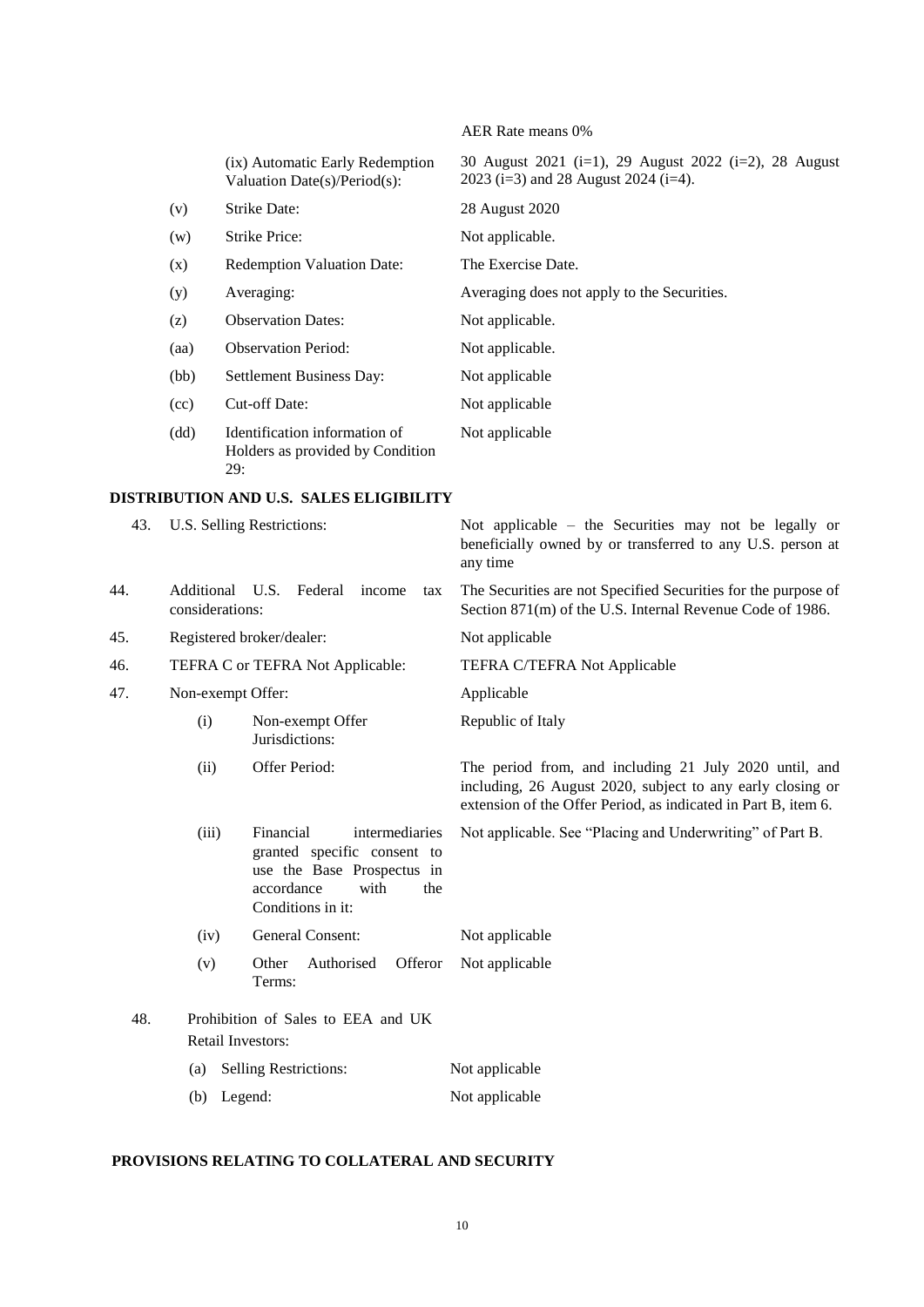| | | |
|---|---|---|
| | | AER Rate means 0% |
| | (ix) Automatic Early Redemption Valuation Date(s)/Period(s): | 30 August 2021 (i=1), 29 August 2022 (i=2), 28 August 2023 (i=3) and 28 August 2024 (i=4). |
| (v) | Strike Date: | 28 August 2020 |
| (w) | Strike Price: | Not applicable. |
| (x) | Redemption Valuation Date: | The Exercise Date. |
| (y) | Averaging: | Averaging does not apply to the Securities. |
| (z) | Observation Dates: | Not applicable. |
| (aa) | Observation Period: | Not applicable. |
| (bb) | Settlement Business Day: | Not applicable |
| (cc) | Cut-off Date: | Not applicable |
| (dd) | Identification information of Holders as provided by Condition 29: | Not applicable |

## DISTRIBUTION AND U.S. SALES ELIGIBILITY

| | | |
|---|---|---|
| 43. | U.S. Selling Restrictions: | Not applicable – the Securities may not be legally or beneficially owned by or transferred to any U.S. person at any time |
| 44. | Additional U.S. Federal income tax considerations: | The Securities are not Specified Securities for the purpose of Section 871(m) of the U.S. Internal Revenue Code of 1986. |
| 45. | Registered broker/dealer: | Not applicable |
| 46. | TEFRA C or TEFRA Not Applicable: | TEFRA C/TEFRA Not Applicable |
| 47. | Non-exempt Offer: | Applicable |
| | (i) Non-exempt Offer Jurisdictions: | Republic of Italy |
| | (ii) Offer Period: | The period from, and including 21 July 2020 until, and including, 26 August 2020, subject to any early closing or extension of the Offer Period, as indicated in Part B, item 6. |
| | (iii) Financial intermediaries granted specific consent to use the Base Prospectus in accordance with the Conditions in it: | Not applicable. See "Placing and Underwriting" of Part B. |
| | (iv) General Consent: | Not applicable |
| | (v) Other Authorised Offeror Terms: | Not applicable |
| 48. | Prohibition of Sales to EEA and UK Retail Investors: | |
| | (a) Selling Restrictions: | Not applicable |
| | (b) Legend: | Not applicable |

## PROVISIONS RELATING TO COLLATERAL AND SECURITY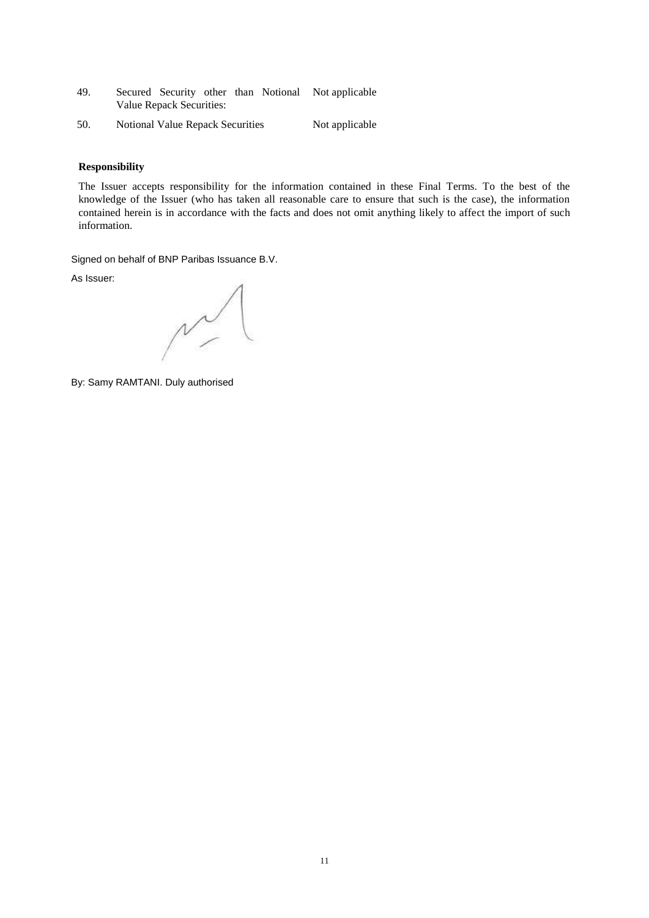| | | |
|---|---|---|
| 49. | Secured Security other than Notional Value Repack Securities: | Not applicable |
| 50. | Notional Value Repack Securities | Not applicable |

**Responsibility**

The Issuer accepts responsibility for the information contained in these Final Terms. To the best of the knowledge of the Issuer (who has taken all reasonable care to ensure that such is the case), the information contained herein is in accordance with the facts and does not omit anything likely to affect the import of such information.

Signed on behalf of BNP Paribas Issuance B.V.

As Issuer:

By: Samy RAMTANI. Duly authorised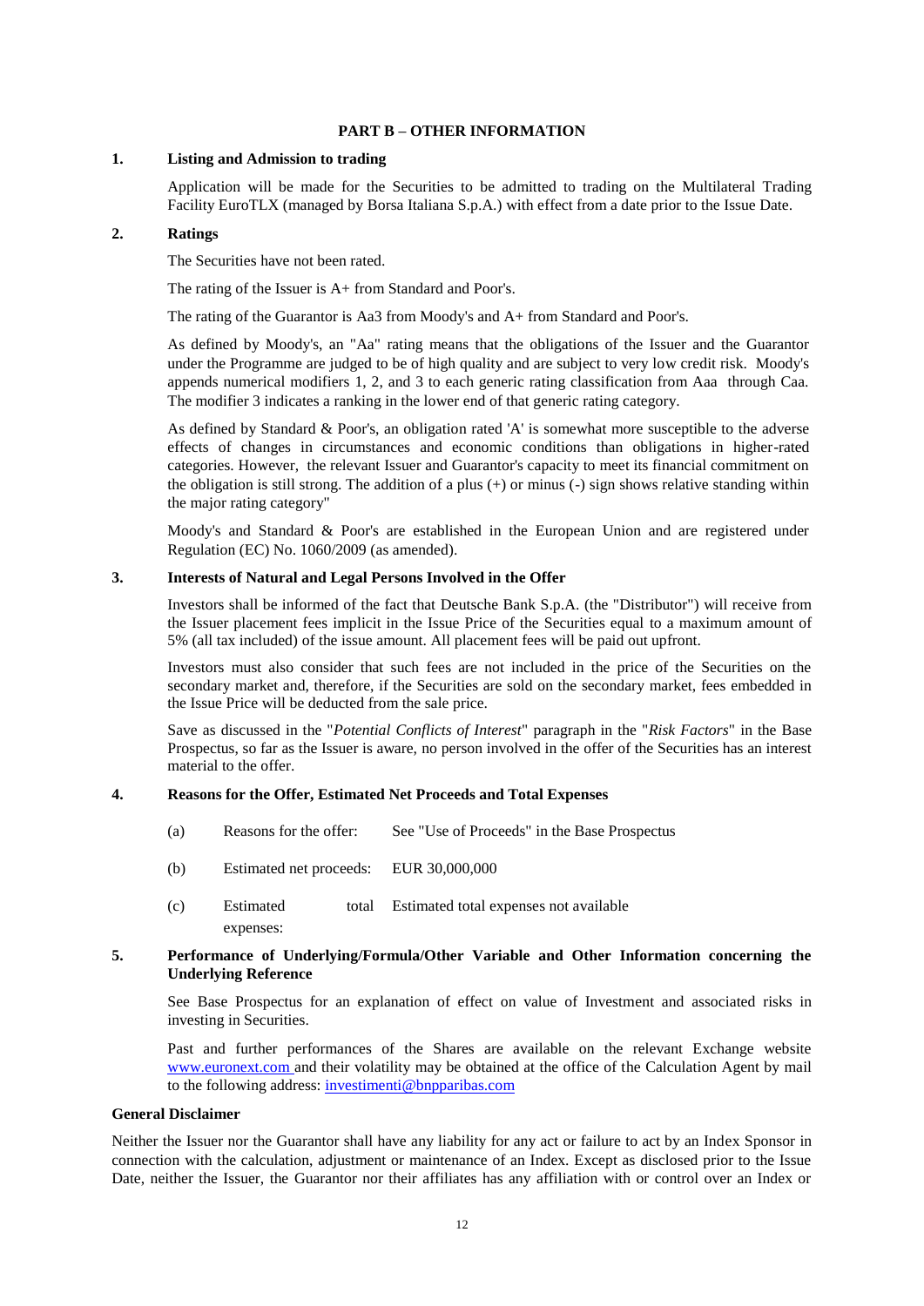## PART B – OTHER INFORMATION

### 1. Listing and Admission to trading

Application will be made for the Securities to be admitted to trading on the Multilateral Trading Facility EuroTLX (managed by Borsa Italiana S.p.A.) with effect from a date prior to the Issue Date.

### 2. Ratings

The Securities have not been rated.

The rating of the Issuer is A+ from Standard and Poor's.

The rating of the Guarantor is Aa3 from Moody's and A+ from Standard and Poor's.

As defined by Moody's, an "Aa" rating means that the obligations of the Issuer and the Guarantor under the Programme are judged to be of high quality and are subject to very low credit risk. Moody's appends numerical modifiers 1, 2, and 3 to each generic rating classification from Aaa through Caa. The modifier 3 indicates a ranking in the lower end of that generic rating category.

As defined by Standard & Poor's, an obligation rated 'A' is somewhat more susceptible to the adverse effects of changes in circumstances and economic conditions than obligations in higher-rated categories. However, the relevant Issuer and Guarantor's capacity to meet its financial commitment on the obligation is still strong. The addition of a plus (+) or minus (-) sign shows relative standing within the major rating category"

Moody's and Standard & Poor's are established in the European Union and are registered under Regulation (EC) No. 1060/2009 (as amended).

### 3. Interests of Natural and Legal Persons Involved in the Offer

Investors shall be informed of the fact that Deutsche Bank S.p.A. (the "Distributor") will receive from the Issuer placement fees implicit in the Issue Price of the Securities equal to a maximum amount of 5% (all tax included) of the issue amount. All placement fees will be paid out upfront.

Investors must also consider that such fees are not included in the price of the Securities on the secondary market and, therefore, if the Securities are sold on the secondary market, fees embedded in the Issue Price will be deducted from the sale price.

Save as discussed in the "*Potential Conflicts of Interest*" paragraph in the "*Risk Factors*" in the Base Prospectus, so far as the Issuer is aware, no person involved in the offer of the Securities has an interest material to the offer.

### 4. Reasons for the Offer, Estimated Net Proceeds and Total Expenses

| | | |
|---|---|---|
| (a) | Reasons for the offer: | See "Use of Proceeds" in the Base Prospectus |
| (b) | Estimated net proceeds: | EUR 30,000,000 |
| (c) | Estimated total expenses: | Estimated total expenses not available |

### 5. Performance of Underlying/Formula/Other Variable and Other Information concerning the Underlying Reference

See Base Prospectus for an explanation of effect on value of Investment and associated risks in investing in Securities.

Past and further performances of the Shares are available on the relevant Exchange website www.euronext.com and their volatility may be obtained at the office of the Calculation Agent by mail to the following address: investimenti@bnpparibas.com

**General Disclaimer**

Neither the Issuer nor the Guarantor shall have any liability for any act or failure to act by an Index Sponsor in connection with the calculation, adjustment or maintenance of an Index. Except as disclosed prior to the Issue Date, neither the Issuer, the Guarantor nor their affiliates has any affiliation with or control over an Index or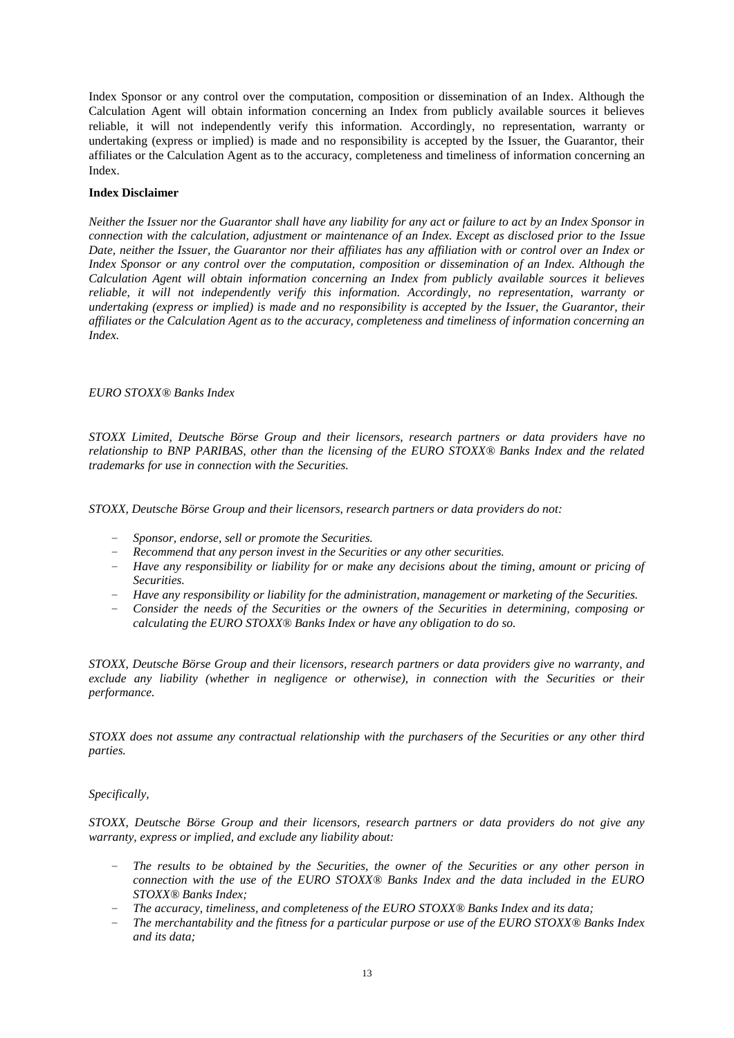Index Sponsor or any control over the computation, composition or dissemination of an Index. Although the Calculation Agent will obtain information concerning an Index from publicly available sources it believes reliable, it will not independently verify this information. Accordingly, no representation, warranty or undertaking (express or implied) is made and no responsibility is accepted by the Issuer, the Guarantor, their affiliates or the Calculation Agent as to the accuracy, completeness and timeliness of information concerning an Index.

**Index Disclaimer**

*Neither the Issuer nor the Guarantor shall have any liability for any act or failure to act by an Index Sponsor in connection with the calculation, adjustment or maintenance of an Index. Except as disclosed prior to the Issue Date, neither the Issuer, the Guarantor nor their affiliates has any affiliation with or control over an Index or Index Sponsor or any control over the computation, composition or dissemination of an Index. Although the Calculation Agent will obtain information concerning an Index from publicly available sources it believes reliable, it will not independently verify this information. Accordingly, no representation, warranty or undertaking (express or implied) is made and no responsibility is accepted by the Issuer, the Guarantor, their affiliates or the Calculation Agent as to the accuracy, completeness and timeliness of information concerning an Index.*

*EURO STOXX® Banks Index*

*STOXX Limited, Deutsche Börse Group and their licensors, research partners or data providers have no relationship to BNP PARIBAS, other than the licensing of the EURO STOXX® Banks Index and the related trademarks for use in connection with the Securities.*

*STOXX, Deutsche Börse Group and their licensors, research partners or data providers do not:*

- *Sponsor, endorse, sell or promote the Securities.*
- *Recommend that any person invest in the Securities or any other securities.*
- *Have any responsibility or liability for or make any decisions about the timing, amount or pricing of Securities.*
- *Have any responsibility or liability for the administration, management or marketing of the Securities.*
- *Consider the needs of the Securities or the owners of the Securities in determining, composing or calculating the EURO STOXX® Banks Index or have any obligation to do so.*

*STOXX, Deutsche Börse Group and their licensors, research partners or data providers give no warranty, and exclude any liability (whether in negligence or otherwise), in connection with the Securities or their performance.*

*STOXX does not assume any contractual relationship with the purchasers of the Securities or any other third parties.*

*Specifically,*

*STOXX, Deutsche Börse Group and their licensors, research partners or data providers do not give any warranty, express or implied, and exclude any liability about:*

- *The results to be obtained by the Securities, the owner of the Securities or any other person in connection with the use of the EURO STOXX® Banks Index and the data included in the EURO STOXX® Banks Index;*
- *The accuracy, timeliness, and completeness of the EURO STOXX® Banks Index and its data;*
- *The merchantability and the fitness for a particular purpose or use of the EURO STOXX® Banks Index and its data;*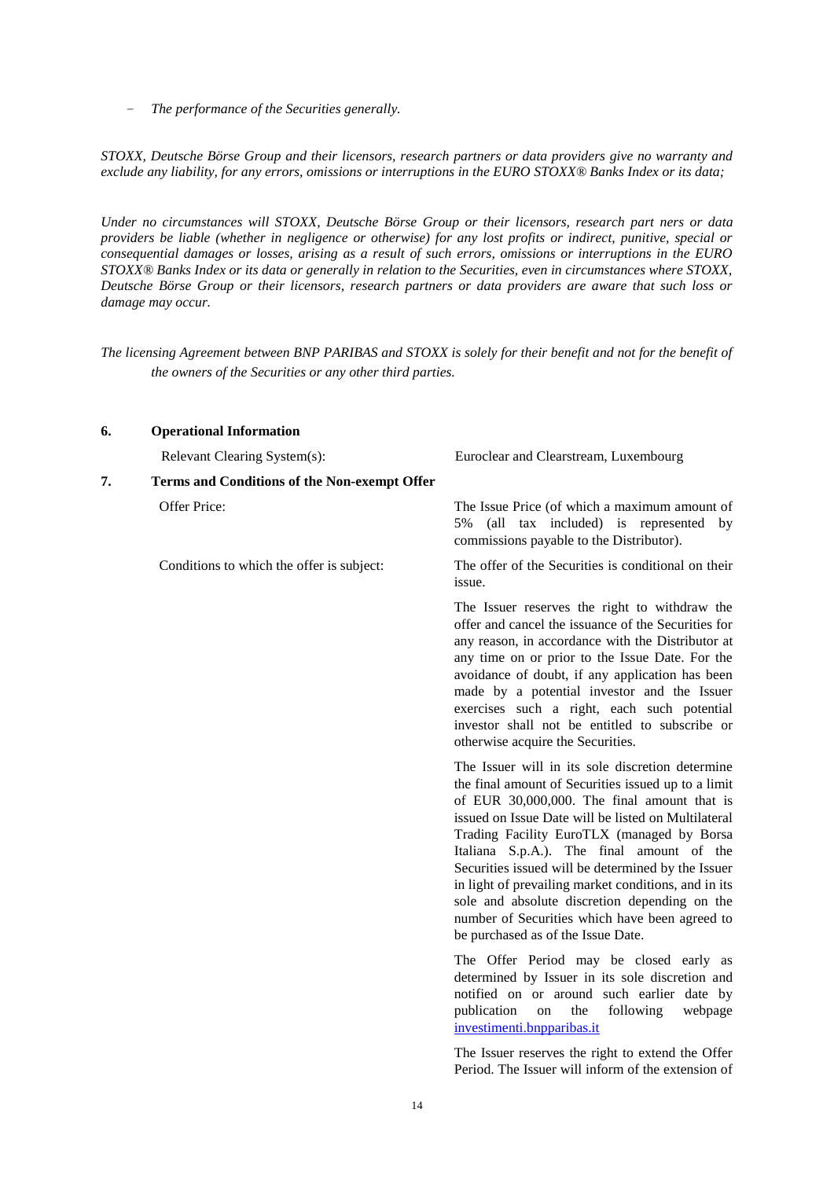- *The performance of the Securities generally.*

*STOXX, Deutsche Börse Group and their licensors, research partners or data providers give no warranty and exclude any liability, for any errors, omissions or interruptions in the EURO STOXX® Banks Index or its data;*

*Under no circumstances will STOXX, Deutsche Börse Group or their licensors, research part ners or data providers be liable (whether in negligence or otherwise) for any lost profits or indirect, punitive, special or consequential damages or losses, arising as a result of such errors, omissions or interruptions in the EURO STOXX® Banks Index or its data or generally in relation to the Securities, even in circumstances where STOXX, Deutsche Börse Group or their licensors, research partners or data providers are aware that such loss or damage may occur.*

*The licensing Agreement between BNP PARIBAS and STOXX is solely for their benefit and not for the benefit of the owners of the Securities or any other third parties.*

**6. Operational Information**

| | |
|---|---|
| Relevant Clearing System(s): | Euroclear and Clearstream, Luxembourg |

**7. Terms and Conditions of the Non-exempt Offer**

| | |
|---|---|
| Offer Price: | The Issue Price (of which a maximum amount of 5% (all tax included) is represented by commissions payable to the Distributor). |
| Conditions to which the offer is subject: | The offer of the Securities is conditional on their issue.<br><br>The Issuer reserves the right to withdraw the offer and cancel the issuance of the Securities for any reason, in accordance with the Distributor at any time on or prior to the Issue Date. For the avoidance of doubt, if any application has been made by a potential investor and the Issuer exercises such a right, each such potential investor shall not be entitled to subscribe or otherwise acquire the Securities.<br><br>The Issuer will in its sole discretion determine the final amount of Securities issued up to a limit of EUR 30,000,000. The final amount that is issued on Issue Date will be listed on Multilateral Trading Facility EuroTLX (managed by Borsa Italiana S.p.A.). The final amount of the Securities issued will be determined by the Issuer in light of prevailing market conditions, and in its sole and absolute discretion depending on the number of Securities which have been agreed to be purchased as of the Issue Date.<br><br>The Offer Period may be closed early as determined by Issuer in its sole discretion and notified on or around such earlier date by publication on the following webpage investimenti.bnpparibas.it<br><br>The Issuer reserves the right to extend the Offer Period. The Issuer will inform of the extension of |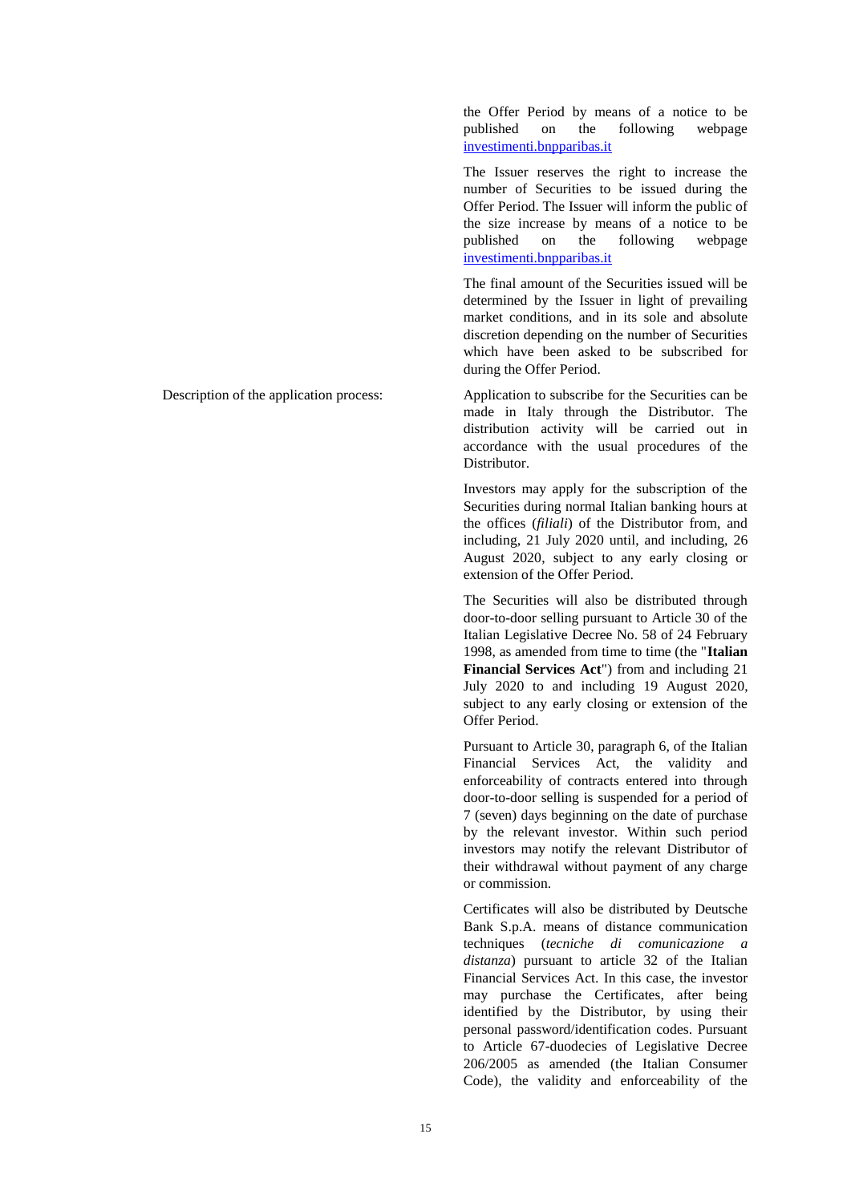| | |
|---|---|
| | the Offer Period by means of a notice to be published on the following webpage investimenti.bnpparibas.it<br><br>The Issuer reserves the right to increase the number of Securities to be issued during the Offer Period. The Issuer will inform the public of the size increase by means of a notice to be published on the following webpage investimenti.bnpparibas.it<br><br>The final amount of the Securities issued will be determined by the Issuer in light of prevailing market conditions, and in its sole and absolute discretion depending on the number of Securities which have been asked to be subscribed for during the Offer Period. |
| Description of the application process: | Application to subscribe for the Securities can be made in Italy through the Distributor. The distribution activity will be carried out in accordance with the usual procedures of the Distributor.<br><br>Investors may apply for the subscription of the Securities during normal Italian banking hours at the offices (*filiali*) of the Distributor from, and including, 21 July 2020 until, and including, 26 August 2020, subject to any early closing or extension of the Offer Period.<br><br>The Securities will also be distributed through door-to-door selling pursuant to Article 30 of the Italian Legislative Decree No. 58 of 24 February 1998, as amended from time to time (the "**Italian Financial Services Act**") from and including 21 July 2020 to and including 19 August 2020, subject to any early closing or extension of the Offer Period.<br><br>Pursuant to Article 30, paragraph 6, of the Italian Financial Services Act, the validity and enforceability of contracts entered into through door-to-door selling is suspended for a period of 7 (seven) days beginning on the date of purchase by the relevant investor. Within such period investors may notify the relevant Distributor of their withdrawal without payment of any charge or commission.<br><br>Certificates will also be distributed by Deutsche Bank S.p.A. means of distance communication techniques (*tecniche di comunicazione a distanza*) pursuant to article 32 of the Italian Financial Services Act. In this case, the investor may purchase the Certificates, after being identified by the Distributor, by using their personal password/identification codes. Pursuant to Article 67-duodecies of Legislative Decree 206/2005 as amended (the Italian Consumer Code), the validity and enforceability of the |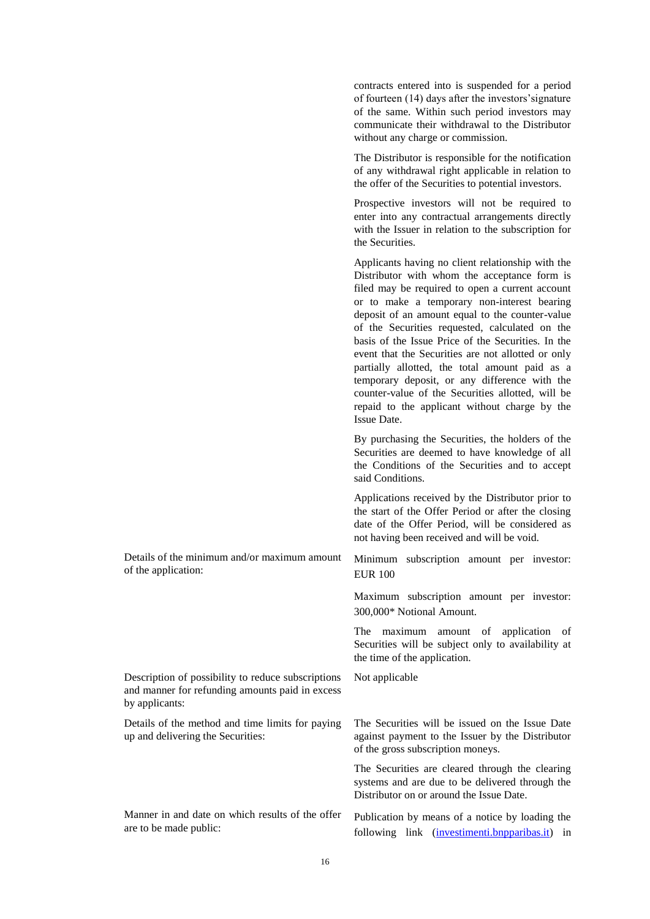| | |
|---|---|
| | contracts entered into is suspended for a period of fourteen (14) days after the investors'signature of the same. Within such period investors may communicate their withdrawal to the Distributor without any charge or commission.<br><br>The Distributor is responsible for the notification of any withdrawal right applicable in relation to the offer of the Securities to potential investors.<br><br>Prospective investors will not be required to enter into any contractual arrangements directly with the Issuer in relation to the subscription for the Securities.<br><br>Applicants having no client relationship with the Distributor with whom the acceptance form is filed may be required to open a current account or to make a temporary non-interest bearing deposit of an amount equal to the counter-value of the Securities requested, calculated on the basis of the Issue Price of the Securities. In the event that the Securities are not allotted or only partially allotted, the total amount paid as a temporary deposit, or any difference with the counter-value of the Securities allotted, will be repaid to the applicant without charge by the Issue Date.<br><br>By purchasing the Securities, the holders of the Securities are deemed to have knowledge of all the Conditions of the Securities and to accept said Conditions.<br><br>Applications received by the Distributor prior to the start of the Offer Period or after the closing date of the Offer Period, will be considered as not having been received and will be void. |
| Details of the minimum and/or maximum amount of the application: | Minimum subscription amount per investor: EUR 100<br><br>Maximum subscription amount per investor: 300,000* Notional Amount.<br><br>The maximum amount of application of Securities will be subject only to availability at the time of the application. |
| Description of possibility to reduce subscriptions and manner for refunding amounts paid in excess by applicants: | Not applicable |
| Details of the method and time limits for paying up and delivering the Securities: | The Securities will be issued on the Issue Date against payment to the Issuer by the Distributor of the gross subscription moneys.<br><br>The Securities are cleared through the clearing systems and are due to be delivered through the Distributor on or around the Issue Date. |
| Manner in and date on which results of the offer are to be made public: | Publication by means of a notice by loading the following link ([investimenti.bnpparibas.it](investimenti.bnpparibas.it)) in |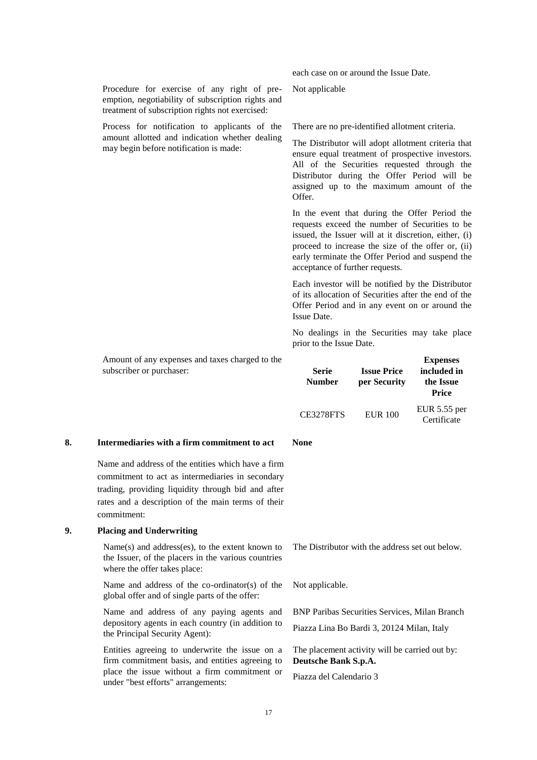each case on or around the Issue Date.

| | |
|---|---|
| Procedure for exercise of any right of pre-emption, negotiability of subscription rights and treatment of subscription rights not exercised: | Not applicable |
| Process for notification to applicants of the amount allotted and indication whether dealing may begin before notification is made: | There are no pre-identified allotment criteria.<br><br>The Distributor will adopt allotment criteria that ensure equal treatment of prospective investors. All of the Securities requested through the Distributor during the Offer Period will be assigned up to the maximum amount of the Offer.<br><br>In the event that during the Offer Period the requests exceed the number of Securities to be issued, the Issuer will at it discretion, either, (i) proceed to increase the size of the offer or, (ii) early terminate the Offer Period and suspend the acceptance of further requests.<br><br>Each investor will be notified by the Distributor of its allocation of Securities after the end of the Offer Period and in any event on or around the Issue Date.<br><br>No dealings in the Securities may take place prior to the Issue Date. |

Amount of any expenses and taxes charged to the subscriber or purchaser:

| Serie Number | Issue Price per Security | Expenses included in the Issue Price |
|---|---|---|
| CE3278FTS | EUR 100 | EUR 5.55 per Certificate |

## 8. Intermediaries with a firm commitment to act — None

Name and address of the entities which have a firm commitment to act as intermediaries in secondary trading, providing liquidity through bid and after rates and a description of the main terms of their commitment:

## 9. Placing and Underwriting

| | |
|---|---|
| Name(s) and address(es), to the extent known to the Issuer, of the placers in the various countries where the offer takes place: | The Distributor with the address set out below. |
| Name and address of the co-ordinator(s) of the global offer and of single parts of the offer: | Not applicable. |
| Name and address of any paying agents and depository agents in each country (in addition to the Principal Security Agent): | BNP Paribas Securities Services, Milan Branch<br><br>Piazza Lina Bo Bardi 3, 20124 Milan, Italy |
| Entities agreeing to underwrite the issue on a firm commitment basis, and entities agreeing to place the issue without a firm commitment or under "best efforts" arrangements: | The placement activity will be carried out by: **Deutsche Bank S.p.A.**<br><br>Piazza del Calendario 3 |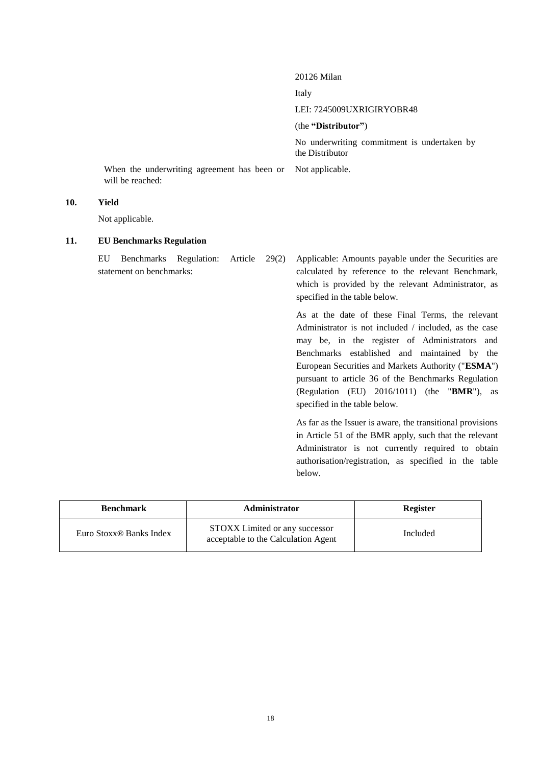20126 Milan

Italy

LEI: 7245009UXRIGIRYOBR48

(the **"Distributor"**)

No underwriting commitment is undertaken by the Distributor

When the underwriting agreement has been or will be reached: Not applicable.

## 10. Yield

Not applicable.

## 11. EU Benchmarks Regulation

EU Benchmarks Regulation: Article 29(2) statement on benchmarks:

Applicable: Amounts payable under the Securities are calculated by reference to the relevant Benchmark, which is provided by the relevant Administrator, as specified in the table below.

As at the date of these Final Terms, the relevant Administrator is not included / included, as the case may be, in the register of Administrators and Benchmarks established and maintained by the European Securities and Markets Authority ("**ESMA**") pursuant to article 36 of the Benchmarks Regulation (Regulation (EU) 2016/1011) (the "**BMR**"), as specified in the table below.

As far as the Issuer is aware, the transitional provisions in Article 51 of the BMR apply, such that the relevant Administrator is not currently required to obtain authorisation/registration, as specified in the table below.

| Benchmark | Administrator | Register |
|---|---|---|
| Euro Stoxx® Banks Index | STOXX Limited or any successor acceptable to the Calculation Agent | Included |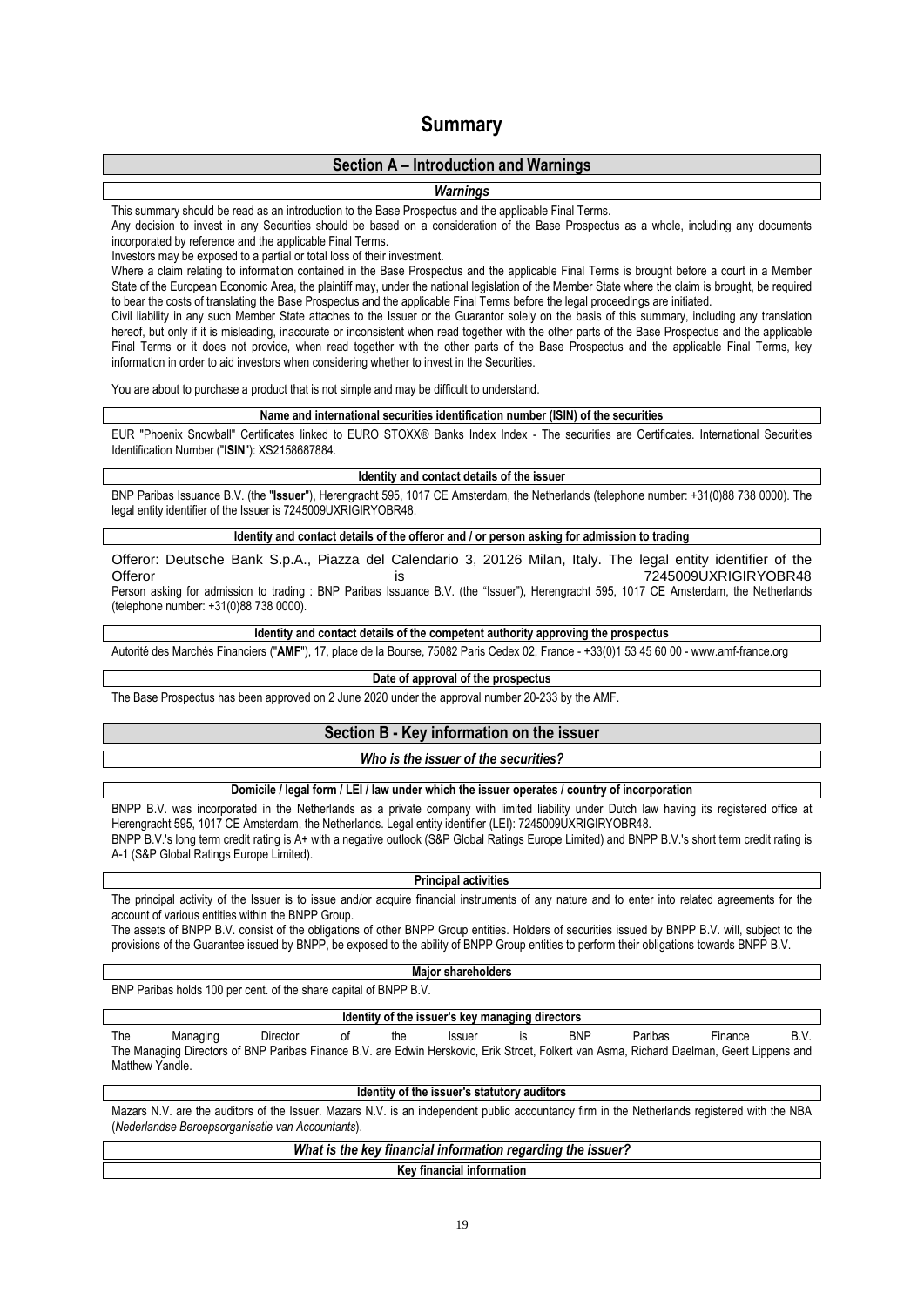# Summary

## Section A – Introduction and Warnings

### *Warnings*

This summary should be read as an introduction to the Base Prospectus and the applicable Final Terms.

Any decision to invest in any Securities should be based on a consideration of the Base Prospectus as a whole, including any documents incorporated by reference and the applicable Final Terms.

Investors may be exposed to a partial or total loss of their investment.

Where a claim relating to information contained in the Base Prospectus and the applicable Final Terms is brought before a court in a Member State of the European Economic Area, the plaintiff may, under the national legislation of the Member State where the claim is brought, be required to bear the costs of translating the Base Prospectus and the applicable Final Terms before the legal proceedings are initiated.

Civil liability in any such Member State attaches to the Issuer or the Guarantor solely on the basis of this summary, including any translation hereof, but only if it is misleading, inaccurate or inconsistent when read together with the other parts of the Base Prospectus and the applicable Final Terms or it does not provide, when read together with the other parts of the Base Prospectus and the applicable Final Terms, key information in order to aid investors when considering whether to invest in the Securities.

You are about to purchase a product that is not simple and may be difficult to understand.

### Name and international securities identification number (ISIN) of the securities

EUR "Phoenix Snowball" Certificates linked to EURO STOXX® Banks Index Index - The securities are Certificates. International Securities Identification Number ("**ISIN**"): XS2158687884.

### Identity and contact details of the issuer

BNP Paribas Issuance B.V. (the "**Issuer**"), Herengracht 595, 1017 CE Amsterdam, the Netherlands (telephone number: +31(0)88 738 0000). The legal entity identifier of the Issuer is 7245009UXRIGIRYOBR48.

### Identity and contact details of the offeror and / or person asking for admission to trading

Offeror: Deutsche Bank S.p.A., Piazza del Calendario 3, 20126 Milan, Italy. The legal entity identifier of the Offeror is 7245009UXRIGIRYOBR48

Person asking for admission to trading : BNP Paribas Issuance B.V. (the "Issuer"), Herengracht 595, 1017 CE Amsterdam, the Netherlands (telephone number: +31(0)88 738 0000).

### Identity and contact details of the competent authority approving the prospectus

Autorité des Marchés Financiers ("**AMF**"), 17, place de la Bourse, 75082 Paris Cedex 02, France - +33(0)1 53 45 60 00 - www.amf-france.org

### Date of approval of the prospectus

The Base Prospectus has been approved on 2 June 2020 under the approval number 20-233 by the AMF.

## Section B - Key information on the issuer

### *Who is the issuer of the securities?*

### Domicile / legal form / LEI / law under which the issuer operates / country of incorporation

BNPP B.V. was incorporated in the Netherlands as a private company with limited liability under Dutch law having its registered office at Herengracht 595, 1017 CE Amsterdam, the Netherlands. Legal entity identifier (LEI): 7245009UXRIGIRYOBR48.

BNPP B.V.'s long term credit rating is A+ with a negative outlook (S&P Global Ratings Europe Limited) and BNPP B.V.'s short term credit rating is A-1 (S&P Global Ratings Europe Limited).

### Principal activities

The principal activity of the Issuer is to issue and/or acquire financial instruments of any nature and to enter into related agreements for the account of various entities within the BNPP Group.

The assets of BNPP B.V. consist of the obligations of other BNPP Group entities. Holders of securities issued by BNPP B.V. will, subject to the provisions of the Guarantee issued by BNPP, be exposed to the ability of BNPP Group entities to perform their obligations towards BNPP B.V.

### Major shareholders

BNP Paribas holds 100 per cent. of the share capital of BNPP B.V.

### Identity of the issuer's key managing directors

The Managing Director of the Issuer is BNP Paribas Finance B.V.
The Managing Directors of BNP Paribas Finance B.V. are Edwin Herskovic, Erik Stroet, Folkert van Asma, Richard Daelman, Geert Lippens and Matthew Yandle.

### Identity of the issuer's statutory auditors

Mazars N.V. are the auditors of the Issuer. Mazars N.V. is an independent public accountancy firm in the Netherlands registered with the NBA (*Nederlandse Beroepsorganisatie van Accountants*).

### *What is the key financial information regarding the issuer?*

### Key financial information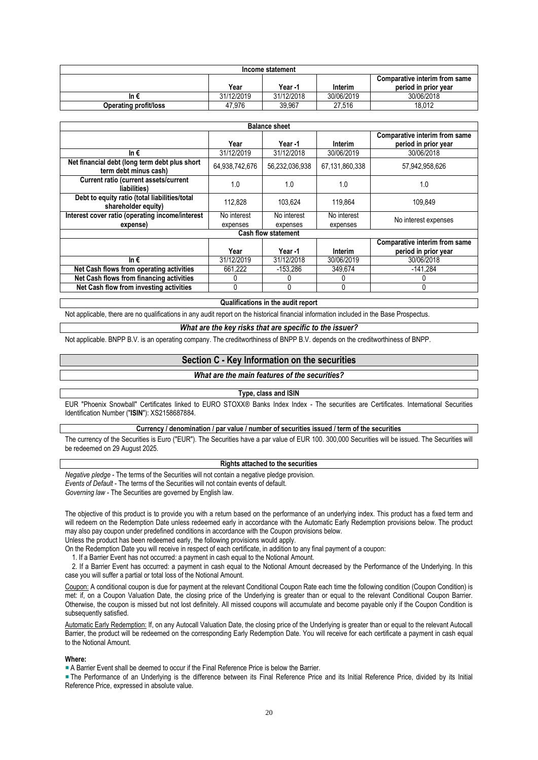| Income statement | | | | |
|---|---|---|---|---|
| | Year | Year -1 | Interim | Comparative interim from same period in prior year |
| In € | 31/12/2019 | 31/12/2018 | 30/06/2019 | 30/06/2018 |
| Operating profit/loss | 47,976 | 39,967 | 27,516 | 18,012 |

| Balance sheet | | | | |
|---|---|---|---|---|
| | Year | Year -1 | Interim | Comparative interim from same period in prior year |
| In € | 31/12/2019 | 31/12/2018 | 30/06/2019 | 30/06/2018 |
| Net financial debt (long term debt plus short term debt minus cash) | 64,938,742,676 | 56,232,036,938 | 67,131,860,338 | 57,942,958,626 |
| Current ratio (current assets/current liabilities) | 1.0 | 1.0 | 1.0 | 1.0 |
| Debt to equity ratio (total liabilities/total shareholder equity) | 112,828 | 103,624 | 119,864 | 109,849 |
| Interest cover ratio (operating income/interest expense) | No interest expenses | No interest expenses | No interest expenses | No interest expenses |
| **Cash flow statement** | | | | |
| | Year | Year -1 | Interim | Comparative interim from same period in prior year |
| In € | 31/12/2019 | 31/12/2018 | 30/06/2019 | 30/06/2018 |
| Net Cash flows from operating activities | 661,222 | -153,286 | 349,674 | -141,284 |
| Net Cash flows from financing activities | 0 | 0 | 0 | 0 |
| Net Cash flow from investing activities | 0 | 0 | 0 | 0 |

**Qualifications in the audit report**

Not applicable, there are no qualifications in any audit report on the historical financial information included in the Base Prospectus.

***What are the key risks that are specific to the issuer?***

Not applicable. BNPP B.V. is an operating company. The creditworthiness of BNPP B.V. depends on the creditworthiness of BNPP.

## Section C - Key Information on the securities

***What are the main features of the securities?***

**Type, class and ISIN**

EUR "Phoenix Snowball" Certificates linked to EURO STOXX® Banks Index Index - The securities are Certificates. International Securities Identification Number ("**ISIN**"): XS2158687884.

**Currency / denomination / par value / number of securities issued / term of the securities**

The currency of the Securities is Euro ("EUR"). The Securities have a par value of EUR 100. 300,000 Securities will be issued. The Securities will be redeemed on 29 August 2025.

**Rights attached to the securities**

*Negative pledge* - The terms of the Securities will not contain a negative pledge provision.
*Events of Default* - The terms of the Securities will not contain events of default.
*Governing law* - The Securities are governed by English law.

The objective of this product is to provide you with a return based on the performance of an underlying index. This product has a fixed term and will redeem on the Redemption Date unless redeemed early in accordance with the Automatic Early Redemption provisions below. The product may also pay coupon under predefined conditions in accordance with the Coupon provisions below.

Unless the product has been redeemed early, the following provisions would apply.

On the Redemption Date you will receive in respect of each certificate, in addition to any final payment of a coupon:

1. If a Barrier Event has not occurred: a payment in cash equal to the Notional Amount.
2. If a Barrier Event has occurred: a payment in cash equal to the Notional Amount decreased by the Performance of the Underlying. In this case you will suffer a partial or total loss of the Notional Amount.

Coupon: A conditional coupon is due for payment at the relevant Conditional Coupon Rate each time the following condition (Coupon Condition) is met: if, on a Coupon Valuation Date, the closing price of the Underlying is greater than or equal to the relevant Conditional Coupon Barrier. Otherwise, the coupon is missed but not lost definitely. All missed coupons will accumulate and become payable only if the Coupon Condition is subsequently satisfied.

Automatic Early Redemption: If, on any Autocall Valuation Date, the closing price of the Underlying is greater than or equal to the relevant Autocall Barrier, the product will be redeemed on the corresponding Early Redemption Date. You will receive for each certificate a payment in cash equal to the Notional Amount.

**Where:**

- A Barrier Event shall be deemed to occur if the Final Reference Price is below the Barrier.
- The Performance of an Underlying is the difference between its Final Reference Price and its Initial Reference Price, divided by its Initial Reference Price, expressed in absolute value.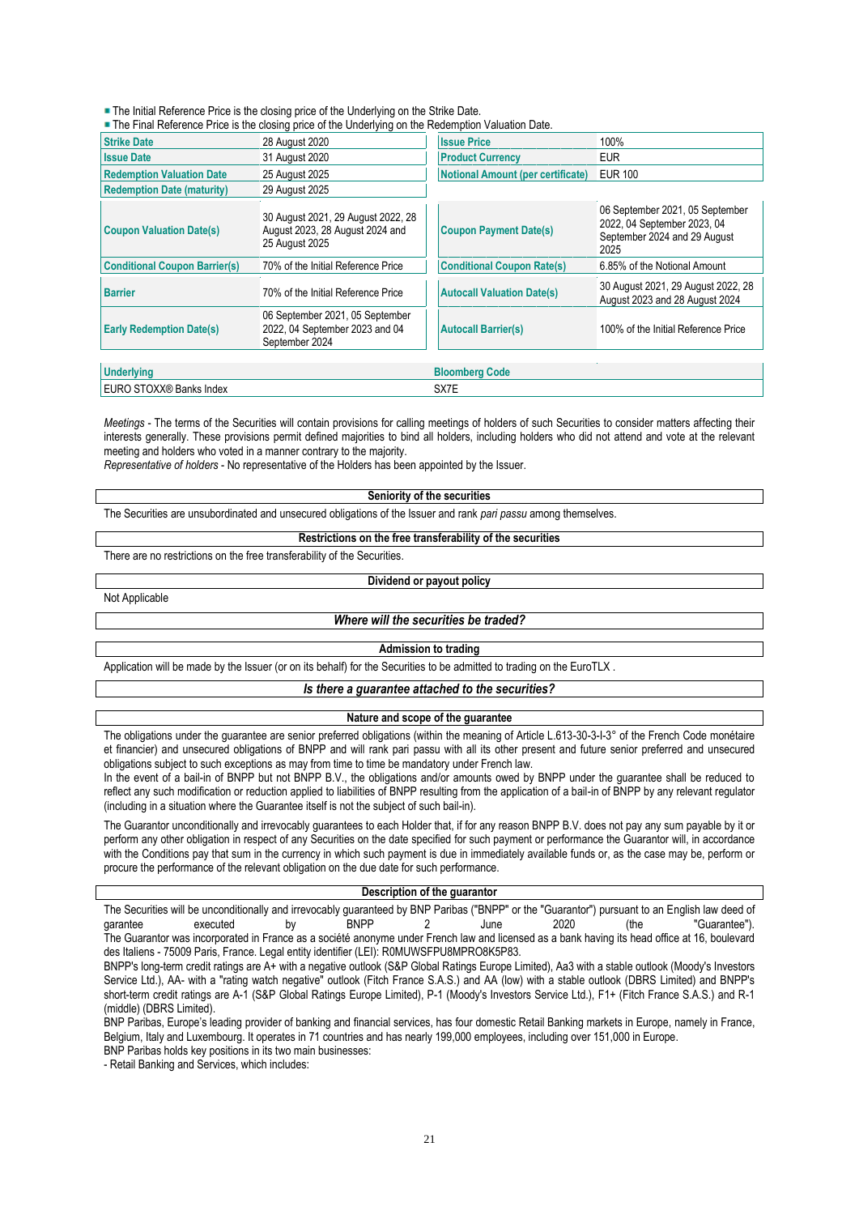- The Initial Reference Price is the closing price of the Underlying on the Strike Date.
- The Final Reference Price is the closing price of the Underlying on the Redemption Valuation Date.

| | | | |
|---|---|---|---|
| **Strike Date** | 28 August 2020 | **Issue Price** | 100% |
| **Issue Date** | 31 August 2020 | **Product Currency** | EUR |
| **Redemption Valuation Date** | 25 August 2025 | **Notional Amount (per certificate)** | EUR 100 |
| **Redemption Date (maturity)** | 29 August 2025 | | |
| **Coupon Valuation Date(s)** | 30 August 2021, 29 August 2022, 28 August 2023, 28 August 2024 and 25 August 2025 | **Coupon Payment Date(s)** | 06 September 2021, 05 September 2022, 04 September 2023, 04 September 2024 and 29 August 2025 |
| **Conditional Coupon Barrier(s)** | 70% of the Initial Reference Price | **Conditional Coupon Rate(s)** | 6.85% of the Notional Amount |
| **Barrier** | 70% of the Initial Reference Price | **Autocall Valuation Date(s)** | 30 August 2021, 29 August 2022, 28 August 2023 and 28 August 2024 |
| **Early Redemption Date(s)** | 06 September 2021, 05 September 2022, 04 September 2023 and 04 September 2024 | **Autocall Barrier(s)** | 100% of the Initial Reference Price |

| **Underlying** | **Bloomberg Code** |
|---|---|
| EURO STOXX® Banks Index | SX7E |

*Meetings* - The terms of the Securities will contain provisions for calling meetings of holders of such Securities to consider matters affecting their interests generally. These provisions permit defined majorities to bind all holders, including holders who did not attend and vote at the relevant meeting and holders who voted in a manner contrary to the majority.
*Representative of holders* - No representative of the Holders has been appointed by the Issuer.

**Seniority of the securities**

The Securities are unsubordinated and unsecured obligations of the Issuer and rank *pari passu* among themselves.

**Restrictions on the free transferability of the securities**

There are no restrictions on the free transferability of the Securities.

**Dividend or payout policy**

Not Applicable

***Where will the securities be traded?***

**Admission to trading**

Application will be made by the Issuer (or on its behalf) for the Securities to be admitted to trading on the EuroTLX .

***Is there a guarantee attached to the securities?***

**Nature and scope of the guarantee**

The obligations under the guarantee are senior preferred obligations (within the meaning of Article L.613-30-3-I-3° of the French Code monétaire et financier) and unsecured obligations of BNPP and will rank pari passu with all its other present and future senior preferred and unsecured obligations subject to such exceptions as may from time to time be mandatory under French law.
In the event of a bail-in of BNPP but not BNPP B.V., the obligations and/or amounts owed by BNPP under the guarantee shall be reduced to reflect any such modification or reduction applied to liabilities of BNPP resulting from the application of a bail-in of BNPP by any relevant regulator (including in a situation where the Guarantee itself is not the subject of such bail-in).

The Guarantor unconditionally and irrevocably guarantees to each Holder that, if for any reason BNPP B.V. does not pay any sum payable by it or perform any other obligation in respect of any Securities on the date specified for such payment or performance the Guarantor will, in accordance with the Conditions pay that sum in the currency in which such payment is due in immediately available funds or, as the case may be, perform or procure the performance of the relevant obligation on the due date for such performance.

**Description of the guarantor**

The Securities will be unconditionally and irrevocably guaranteed by BNP Paribas ("BNPP" or the "Guarantor") pursuant to an English law deed of garantee executed by BNPP 2 June 2020 (the "Guarantee").
The Guarantor was incorporated in France as a société anonyme under French law and licensed as a bank having its head office at 16, boulevard des Italiens - 75009 Paris, France. Legal entity identifier (LEI): R0MUWSFPU8MPRO8K5P83.
BNPP's long-term credit ratings are A+ with a negative outlook (S&P Global Ratings Europe Limited), Aa3 with a stable outlook (Moody's Investors Service Ltd.), AA- with a "rating watch negative" outlook (Fitch France S.A.S.) and AA (low) with a stable outlook (DBRS Limited) and BNPP's short-term credit ratings are A-1 (S&P Global Ratings Europe Limited), P-1 (Moody's Investors Service Ltd.), F1+ (Fitch France S.A.S.) and R-1 (middle) (DBRS Limited).
BNP Paribas, Europe's leading provider of banking and financial services, has four domestic Retail Banking markets in Europe, namely in France, Belgium, Italy and Luxembourg. It operates in 71 countries and has nearly 199,000 employees, including over 151,000 in Europe.
BNP Paribas holds key positions in its two main businesses:
- Retail Banking and Services, which includes: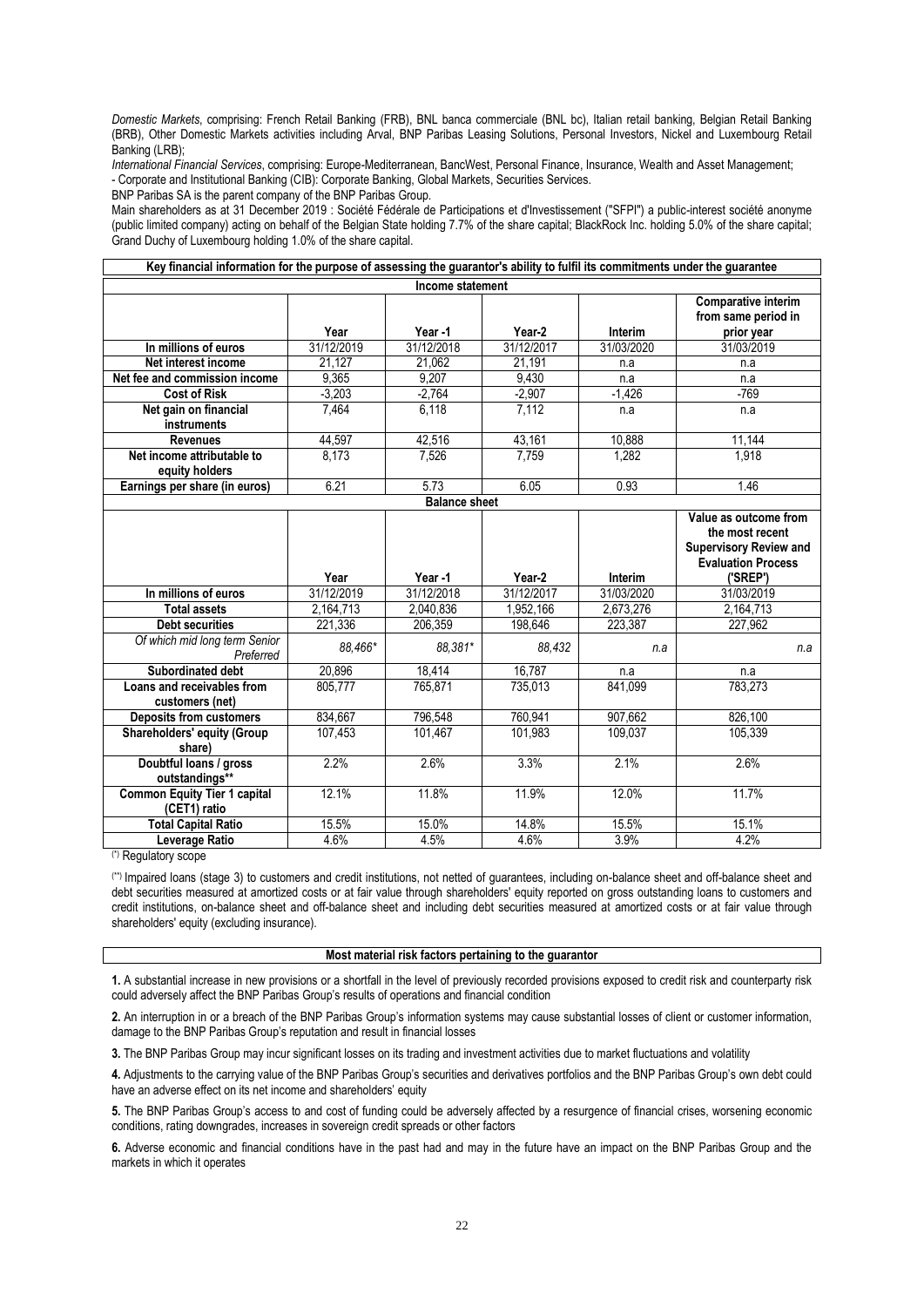*Domestic Markets*, comprising: French Retail Banking (FRB), BNL banca commerciale (BNL bc), Italian retail banking, Belgian Retail Banking (BRB), Other Domestic Markets activities including Arval, BNP Paribas Leasing Solutions, Personal Investors, Nickel and Luxembourg Retail Banking (LRB);

*International Financial Services*, comprising: Europe-Mediterranean, BancWest, Personal Finance, Insurance, Wealth and Asset Management;
- Corporate and Institutional Banking (CIB): Corporate Banking, Global Markets, Securities Services.

BNP Paribas SA is the parent company of the BNP Paribas Group.

Main shareholders as at 31 December 2019 : Société Fédérale de Participations et d'Investissement ("SFPI") a public-interest société anonyme (public limited company) acting on behalf of the Belgian State holding 7.7% of the share capital; BlackRock Inc. holding 5.0% of the share capital; Grand Duchy of Luxembourg holding 1.0% of the share capital.

**Key financial information for the purpose of assessing the guarantor's ability to fulfil its commitments under the guarantee**

| **Income statement** | | | | | |
|---|---|---|---|---|---|
| | **Year** | **Year -1** | **Year-2** | **Interim** | **Comparative interim from same period in prior year** |
| **In millions of euros** | 31/12/2019 | 31/12/2018 | 31/12/2017 | 31/03/2020 | 31/03/2019 |
| **Net interest income** | 21,127 | 21,062 | 21,191 | n.a | n.a |
| **Net fee and commission income** | 9,365 | 9,207 | 9,430 | n.a | n.a |
| **Cost of Risk** | -3,203 | -2,764 | -2,907 | -1,426 | -769 |
| **Net gain on financial instruments** | 7,464 | 6,118 | 7,112 | n.a | n.a |
| **Revenues** | 44,597 | 42,516 | 43,161 | 10,888 | 11,144 |
| **Net income attributable to equity holders** | 8,173 | 7,526 | 7,759 | 1,282 | 1,918 |
| **Earnings per share (in euros)** | 6.21 | 5.73 | 6.05 | 0.93 | 1.46 |

| **Balance sheet** | | | | | |
|---|---|---|---|---|---|
| | **Year** | **Year -1** | **Year-2** | **Interim** | **Value as outcome from the most recent Supervisory Review and Evaluation Process ('SREP')** |
| **In millions of euros** | 31/12/2019 | 31/12/2018 | 31/12/2017 | 31/03/2020 | 31/03/2019 |
| **Total assets** | 2,164,713 | 2,040,836 | 1,952,166 | 2,673,276 | 2,164,713 |
| **Debt securities** | 221,336 | 206,359 | 198,646 | 223,387 | 227,962 |
| *Of which mid long term Senior Preferred* | *88,466\** | *88,381\** | *88,432* | *n.a* | *n.a* |
| **Subordinated debt** | 20,896 | 18,414 | 16,787 | n.a | n.a |
| **Loans and receivables from customers (net)** | 805,777 | 765,871 | 735,013 | 841,099 | 783,273 |
| **Deposits from customers** | 834,667 | 796,548 | 760,941 | 907,662 | 826,100 |
| **Shareholders' equity (Group share)** | 107,453 | 101,467 | 101,983 | 109,037 | 105,339 |
| **Doubtful loans / gross outstandings\*\*** | 2.2% | 2.6% | 3.3% | 2.1% | 2.6% |
| **Common Equity Tier 1 capital (CET1) ratio** | 12.1% | 11.8% | 11.9% | 12.0% | 11.7% |
| **Total Capital Ratio** | 15.5% | 15.0% | 14.8% | 15.5% | 15.1% |
| **Leverage Ratio** | 4.6% | 4.5% | 4.6% | 3.9% | 4.2% |

(*) Regulatory scope

(**) Impaired loans (stage 3) to customers and credit institutions, not netted of guarantees, including on-balance sheet and off-balance sheet and debt securities measured at amortized costs or at fair value through shareholders' equity reported on gross outstanding loans to customers and credit institutions, on-balance sheet and off-balance sheet and including debt securities measured at amortized costs or at fair value through shareholders' equity (excluding insurance).

**Most material risk factors pertaining to the guarantor**

**1.** A substantial increase in new provisions or a shortfall in the level of previously recorded provisions exposed to credit risk and counterparty risk could adversely affect the BNP Paribas Group's results of operations and financial condition

**2.** An interruption in or a breach of the BNP Paribas Group's information systems may cause substantial losses of client or customer information, damage to the BNP Paribas Group's reputation and result in financial losses

**3.** The BNP Paribas Group may incur significant losses on its trading and investment activities due to market fluctuations and volatility

**4.** Adjustments to the carrying value of the BNP Paribas Group's securities and derivatives portfolios and the BNP Paribas Group's own debt could have an adverse effect on its net income and shareholders' equity

**5.** The BNP Paribas Group's access to and cost of funding could be adversely affected by a resurgence of financial crises, worsening economic conditions, rating downgrades, increases in sovereign credit spreads or other factors

**6.** Adverse economic and financial conditions have in the past had and may in the future have an impact on the BNP Paribas Group and the markets in which it operates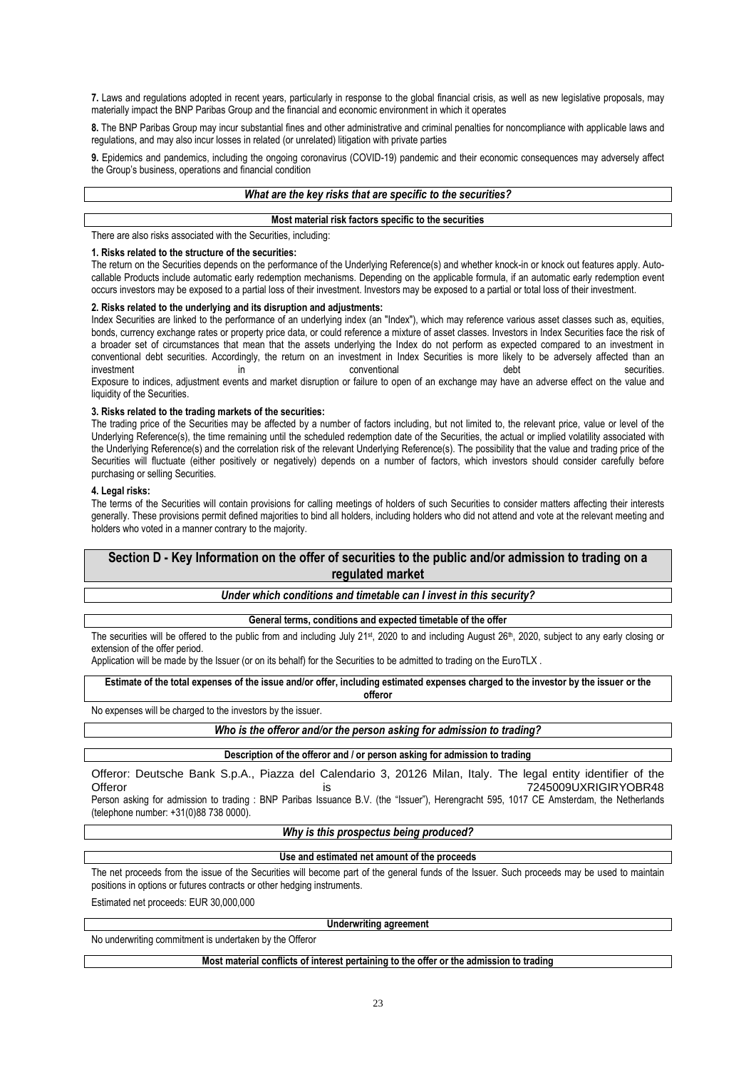**7.** Laws and regulations adopted in recent years, particularly in response to the global financial crisis, as well as new legislative proposals, may materially impact the BNP Paribas Group and the financial and economic environment in which it operates

**8.** The BNP Paribas Group may incur substantial fines and other administrative and criminal penalties for noncompliance with applicable laws and regulations, and may also incur losses in related (or unrelated) litigation with private parties

**9.** Epidemics and pandemics, including the ongoing coronavirus (COVID-19) pandemic and their economic consequences may adversely affect the Group's business, operations and financial condition

### *What are the key risks that are specific to the securities?*

#### Most material risk factors specific to the securities

There are also risks associated with the Securities, including:

**1. Risks related to the structure of the securities:**

The return on the Securities depends on the performance of the Underlying Reference(s) and whether knock-in or knock out features apply. Auto-callable Products include automatic early redemption mechanisms. Depending on the applicable formula, if an automatic early redemption event occurs investors may be exposed to a partial loss of their investment. Investors may be exposed to a partial or total loss of their investment.

**2. Risks related to the underlying and its disruption and adjustments:**

Index Securities are linked to the performance of an underlying index (an "Index"), which may reference various asset classes such as, equities, bonds, currency exchange rates or property price data, or could reference a mixture of asset classes. Investors in Index Securities face the risk of a broader set of circumstances that mean that the assets underlying the Index do not perform as expected compared to an investment in conventional debt securities. Accordingly, the return on an investment in Index Securities is more likely to be adversely affected than an investment in conventional debt securities.
Exposure to indices, adjustment events and market disruption or failure to open of an exchange may have an adverse effect on the value and liquidity of the Securities.

**3. Risks related to the trading markets of the securities:**

The trading price of the Securities may be affected by a number of factors including, but not limited to, the relevant price, value or level of the Underlying Reference(s), the time remaining until the scheduled redemption date of the Securities, the actual or implied volatility associated with the Underlying Reference(s) and the correlation risk of the relevant Underlying Reference(s). The possibility that the value and trading price of the Securities will fluctuate (either positively or negatively) depends on a number of factors, which investors should consider carefully before purchasing or selling Securities.

**4. Legal risks:**

The terms of the Securities will contain provisions for calling meetings of holders of such Securities to consider matters affecting their interests generally. These provisions permit defined majorities to bind all holders, including holders who did not attend and vote at the relevant meeting and holders who voted in a manner contrary to the majority.

## Section D - Key Information on the offer of securities to the public and/or admission to trading on a regulated market

### *Under which conditions and timetable can I invest in this security?*

#### General terms, conditions and expected timetable of the offer

The securities will be offered to the public from and including July 21st, 2020 to and including August 26th, 2020, subject to any early closing or extension of the offer period.

Application will be made by the Issuer (or on its behalf) for the Securities to be admitted to trading on the EuroTLX .

#### Estimate of the total expenses of the issue and/or offer, including estimated expenses charged to the investor by the issuer or the offeror

No expenses will be charged to the investors by the issuer.

### *Who is the offeror and/or the person asking for admission to trading?*

#### Description of the offeror and / or person asking for admission to trading

Offeror: Deutsche Bank S.p.A., Piazza del Calendario 3, 20126 Milan, Italy. The legal entity identifier of the Offeror is 7245009UXRIGIRYOBR48

Person asking for admission to trading : BNP Paribas Issuance B.V. (the "Issuer"), Herengracht 595, 1017 CE Amsterdam, the Netherlands (telephone number: +31(0)88 738 0000).

### *Why is this prospectus being produced?*

#### Use and estimated net amount of the proceeds

The net proceeds from the issue of the Securities will become part of the general funds of the Issuer. Such proceeds may be used to maintain positions in options or futures contracts or other hedging instruments.

Estimated net proceeds: EUR 30,000,000

#### Underwriting agreement

No underwriting commitment is undertaken by the Offeror

#### Most material conflicts of interest pertaining to the offer or the admission to trading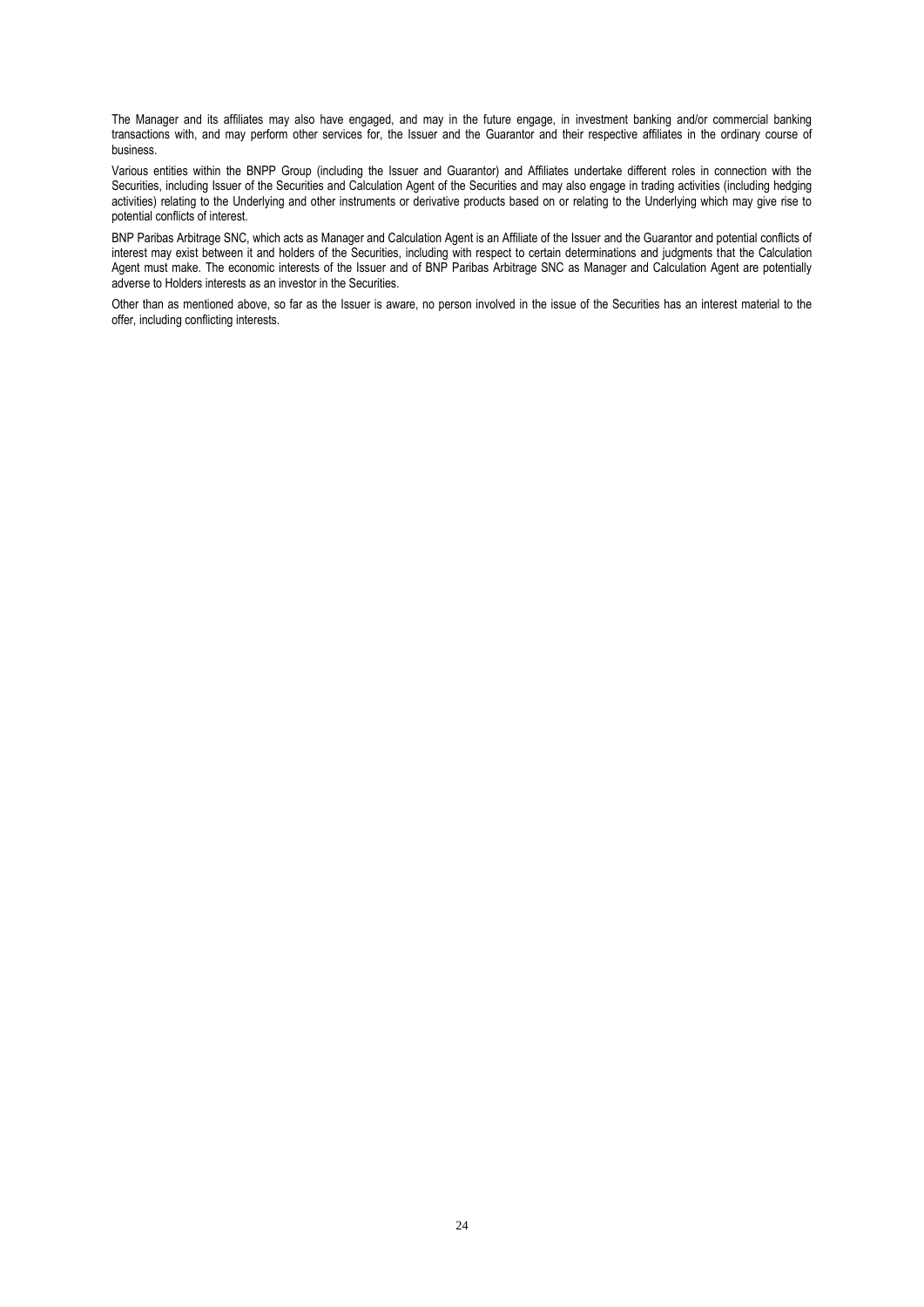The Manager and its affiliates may also have engaged, and may in the future engage, in investment banking and/or commercial banking transactions with, and may perform other services for, the Issuer and the Guarantor and their respective affiliates in the ordinary course of business.

Various entities within the BNPP Group (including the Issuer and Guarantor) and Affiliates undertake different roles in connection with the Securities, including Issuer of the Securities and Calculation Agent of the Securities and may also engage in trading activities (including hedging activities) relating to the Underlying and other instruments or derivative products based on or relating to the Underlying which may give rise to potential conflicts of interest.

BNP Paribas Arbitrage SNC, which acts as Manager and Calculation Agent is an Affiliate of the Issuer and the Guarantor and potential conflicts of interest may exist between it and holders of the Securities, including with respect to certain determinations and judgments that the Calculation Agent must make. The economic interests of the Issuer and of BNP Paribas Arbitrage SNC as Manager and Calculation Agent are potentially adverse to Holders interests as an investor in the Securities.

Other than as mentioned above, so far as the Issuer is aware, no person involved in the issue of the Securities has an interest material to the offer, including conflicting interests.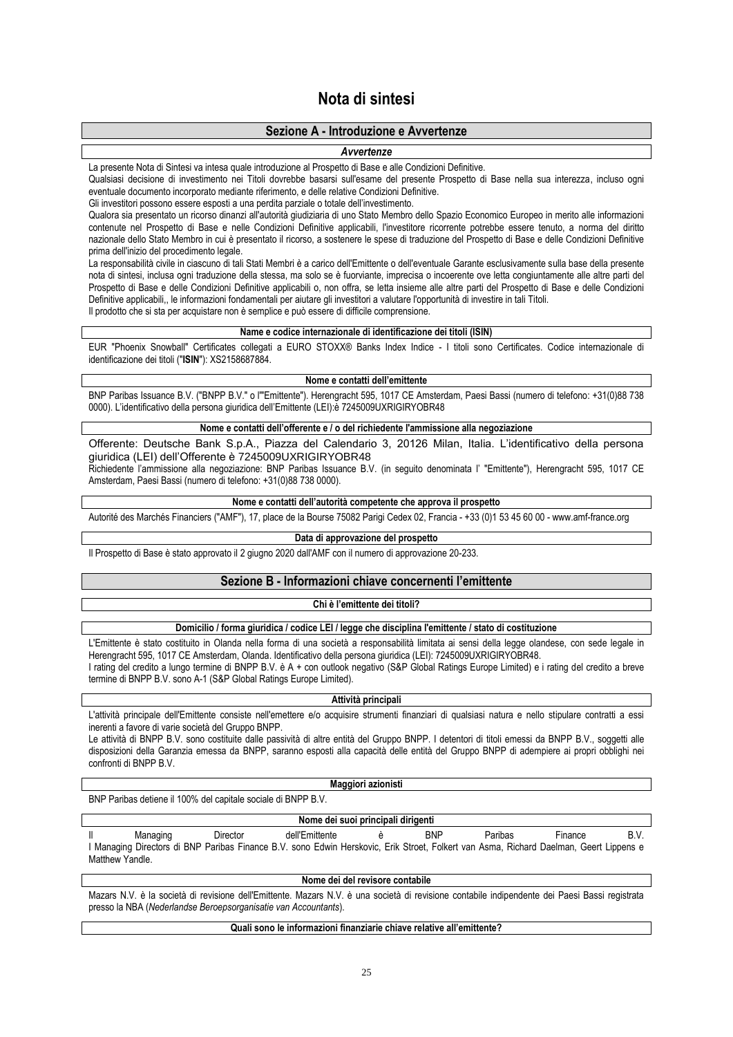# Nota di sintesi

## Sezione A - Introduzione e Avvertenze

### *Avvertenze*

La presente Nota di Sintesi va intesa quale introduzione al Prospetto di Base e alle Condizioni Definitive.

Qualsiasi decisione di investimento nei Titoli dovrebbe basarsi sull'esame del presente Prospetto di Base nella sua interezza, incluso ogni eventuale documento incorporato mediante riferimento, e delle relative Condizioni Definitive.

Gli investitori possono essere esposti a una perdita parziale o totale dell'investimento.

Qualora sia presentato un ricorso dinanzi all'autorità giudiziaria di uno Stato Membro dello Spazio Economico Europeo in merito alle informazioni contenute nel Prospetto di Base e nelle Condizioni Definitive applicabili, l'investitore ricorrente potrebbe essere tenuto, a norma del diritto nazionale dello Stato Membro in cui è presentato il ricorso, a sostenere le spese di traduzione del Prospetto di Base e delle Condizioni Definitive prima dell'inizio del procedimento legale.

La responsabilità civile in ciascuno di tali Stati Membri è a carico dell'Emittente o dell'eventuale Garante esclusivamente sulla base della presente nota di sintesi, inclusa ogni traduzione della stessa, ma solo se è fuorviante, imprecisa o incoerente ove letta congiuntamente alle altre parti del Prospetto di Base e delle Condizioni Definitive applicabili o, non offra, se letta insieme alle altre parti del Prospetto di Base e delle Condizioni Definitive applicabili,, le informazioni fondamentali per aiutare gli investitori a valutare l'opportunità di investire in tali Titoli.

Il prodotto che si sta per acquistare non è semplice e può essere di difficile comprensione.

### Name e codice internazionale di identificazione dei titoli (ISIN)

EUR "Phoenix Snowball" Certificates collegati a EURO STOXX® Banks Index Indice - I titoli sono Certificates. Codice internazionale di identificazione dei titoli ("**ISIN**"): XS2158687884.

### Nome e contatti dell'emittente

BNP Paribas Issuance B.V. ("BNPP B.V." o l'"Emittente"). Herengracht 595, 1017 CE Amsterdam, Paesi Bassi (numero di telefono: +31(0)88 738 0000). L'identificativo della persona giuridica dell'Emittente (LEI):è 7245009UXRIGIRYOBR48

### Nome e contatti dell'offerente e / o del richiedente l'ammissione alla negoziazione

Offerente: Deutsche Bank S.p.A., Piazza del Calendario 3, 20126 Milan, Italia. L'identificativo della persona giuridica (LEI) dell'Offerente è 7245009UXRIGIRYOBR48

Richiedente l'ammissione alla negoziazione: BNP Paribas Issuance B.V. (in seguito denominata l' "Emittente"), Herengracht 595, 1017 CE Amsterdam, Paesi Bassi (numero di telefono: +31(0)88 738 0000).

### Nome e contatti dell'autorità competente che approva il prospetto

Autorité des Marchés Financiers ("AMF"), 17, place de la Bourse 75082 Parigi Cedex 02, Francia - +33 (0)1 53 45 60 00 - www.amf-france.org

### Data di approvazione del prospetto

Il Prospetto di Base è stato approvato il 2 giugno 2020 dall'AMF con il numero di approvazione 20-233.

## Sezione B - Informazioni chiave concernenti l'emittente

### Chi è l'emittente dei titoli?

### Domicilio / forma giuridica / codice LEI / legge che disciplina l'emittente / stato di costituzione

L'Emittente è stato costituito in Olanda nella forma di una società a responsabilità limitata ai sensi della legge olandese, con sede legale in Herengracht 595, 1017 CE Amsterdam, Olanda. Identificativo della persona giuridica (LEI): 7245009UXRIGIRYOBR48.

I rating del credito a lungo termine di BNPP B.V. è A + con outlook negativo (S&P Global Ratings Europe Limited) e i rating del credito a breve termine di BNPP B.V. sono A-1 (S&P Global Ratings Europe Limited).

### Attività principali

L'attività principale dell'Emittente consiste nell'emettere e/o acquisire strumenti finanziari di qualsiasi natura e nello stipulare contratti a essi inerenti a favore di varie società del Gruppo BNPP.

Le attività di BNPP B.V. sono costituite dalle passività di altre entità del Gruppo BNPP. I detentori di titoli emessi da BNPP B.V., soggetti alle disposizioni della Garanzia emessa da BNPP, saranno esposti alla capacità delle entità del Gruppo BNPP di adempiere ai propri obblighi nei confronti di BNPP B.V.

### Maggiori azionisti

BNP Paribas detiene il 100% del capitale sociale di BNPP B.V.

### Nome dei suoi principali dirigenti

Il Managing Director dell'Emittente è BNP Paribas Finance B.V.

I Managing Directors di BNP Paribas Finance B.V. sono Edwin Herskovic, Erik Stroet, Folkert van Asma, Richard Daelman, Geert Lippens e Matthew Yandle.

### Nome dei del revisore contabile

Mazars N.V. è la società di revisione dell'Emittente. Mazars N.V. è una società di revisione contabile indipendente dei Paesi Bassi registrata presso la NBA (*Nederlandse Beroepsorganisatie van Accountants*).

### Quali sono le informazioni finanziarie chiave relative all'emittente?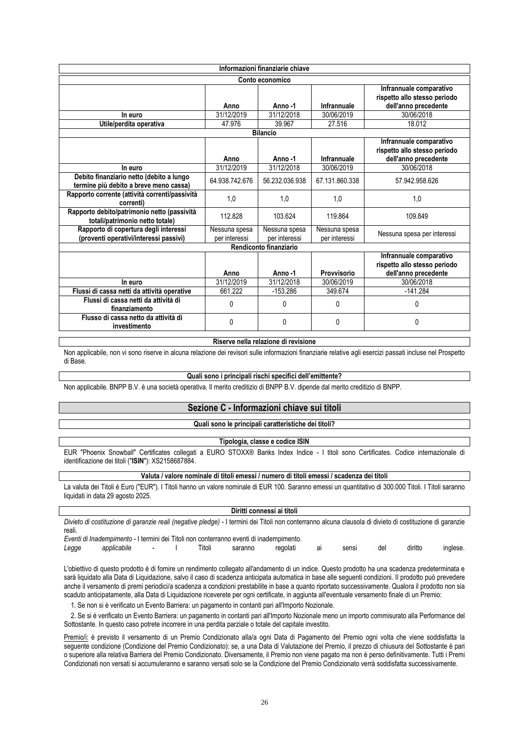| Informazioni finanziarie chiave | | | | |
|---|---|---|---|---|
| **Conto economico** | | | | |
| | **Anno** | **Anno -1** | **Infrannuale** | **Infrannuale comparativo rispetto allo stesso periodo dell'anno precedente** |
| **In euro** | 31/12/2019 | 31/12/2018 | 30/06/2019 | 30/06/2018 |
| **Utile/perdita operativa** | 47.976 | 39.967 | 27.516 | 18.012 |
| **Bilancio** | | | | |
| | **Anno** | **Anno -1** | **Infrannuale** | **Infrannuale comparativo rispetto allo stesso periodo dell'anno precedente** |
| **In euro** | 31/12/2019 | 31/12/2018 | 30/06/2019 | 30/06/2018 |
| **Debito finanziario netto (debito a lungo termine più debito a breve meno cassa)** | 64.938.742.676 | 56.232.036.938 | 67.131.860.338 | 57.942.958.626 |
| **Rapporto corrente (attività correnti/passività correnti)** | 1,0 | 1,0 | 1,0 | 1,0 |
| **Rapporto debito/patrimonio netto (passività totali/patrimonio netto totale)** | 112.828 | 103.624 | 119.864 | 109.849 |
| **Rapporto di copertura degli interessi (proventi operativi/interessi passivi)** | Nessuna spesa per interessi | Nessuna spesa per interessi | Nessuna spesa per interessi | Nessuna spesa per interessi |
| **Rendiconto finanziario** | | | | |
| | **Anno** | **Anno -1** | **Provvisorio** | **Infrannuale comparativo rispetto allo stesso periodo dell'anno precedente** |
| **In euro** | 31/12/2019 | 31/12/2018 | 30/06/2019 | 30/06/2018 |
| **Flussi di cassa netti da attività operative** | 661.222 | -153.286 | 349.674 | -141.284 |
| **Flussi di cassa netti da attività di finanziamento** | 0 | 0 | 0 | 0 |
| **Flusso di cassa netto da attività di investimento** | 0 | 0 | 0 | 0 |

**Riserve nella relazione di revisione**

Non applicabile, non vi sono riserve in alcuna relazione dei revisori sulle informazioni finanziarie relative agli esercizi passati incluse nel Prospetto di Base.

**Quali sono i principali rischi specifici dell'emittente?**

Non applicabile. BNPP B.V. è una società operativa. Il merito creditizio di BNPP B.V. dipende dal merito creditizio di BNPP.

## Sezione C - Informazioni chiave sui titoli

**Quali sono le principali caratteristiche dei titoli?**

**Tipologia, classe e codice ISIN**

EUR "Phoenix Snowball" Certificates collegati a EURO STOXX® Banks Index Indice - I titoli sono Certificates. Codice internazionale di identificazione dei titoli ("**ISIN**"): XS2158687884.

**Valuta / valore nominale di titoli emessi / numero di titoli emessi / scadenza dei titoli**

La valuta dei Titoli è Euro ("EUR"). I Titoli hanno un valore nominale di EUR 100. Saranno emessi un quantitativo di 300.000 Titoli. I Titoli saranno liquidati in data 29 agosto 2025.

**Diritti connessi ai titoli**

*Divieto di costituzione di garanzie reali (negative pledge)* - I termini dei Titoli non conterranno alcuna clausola di divieto di costituzione di garanzie reali.

*Eventi di Inadempimento* - I termini dei Titoli non conterranno eventi di inadempimento.

*Legge applicabile* - I Titoli saranno regolati ai sensi del diritto inglese.

L'obiettivo di questo prodotto è di fornire un rendimento collegato all'andamento di un indice. Questo prodotto ha una scadenza predeterminata e sarà liquidato alla Data di Liquidazione, salvo il caso di scadenza anticipata automatica in base alle seguenti condizioni. Il prodotto può prevedere anche il versamento di premi periodici/a scadenza a condizioni prestabilite in base a quanto riportato successivamente. Qualora il prodotto non sia scaduto anticipatamente, alla Data di Liquidazione riceverete per ogni certificate, in aggiunta all'eventuale versamento finale di un Premio:

1. Se non si è verificato un Evento Barriera: un pagamento in contanti pari all'Importo Nozionale.

2. Se si è verificato un Evento Barriera: un pagamento in contanti pari all'Importo Nozionale meno un importo commisurato alla Performance del Sottostante. In questo caso potrete incorrere in una perdita parziale o totale del capitale investito.

Premio/i: è previsto il versamento di un Premio Condizionato alla/a ogni Data di Pagamento del Premio ogni volta che viene soddisfatta la seguente condizione (Condizione del Premio Condizionato): se, a una Data di Valutazione del Premio, il prezzo di chiusura del Sottostante è pari o superiore alla relativa Barriera del Premio Condizionato. Diversamente, il Premio non viene pagato ma non è perso definitivamente. Tutti i Premi Condizionati non versati si accumuleranno e saranno versati solo se la Condizione del Premio Condizionato verrà soddisfatta successivamente.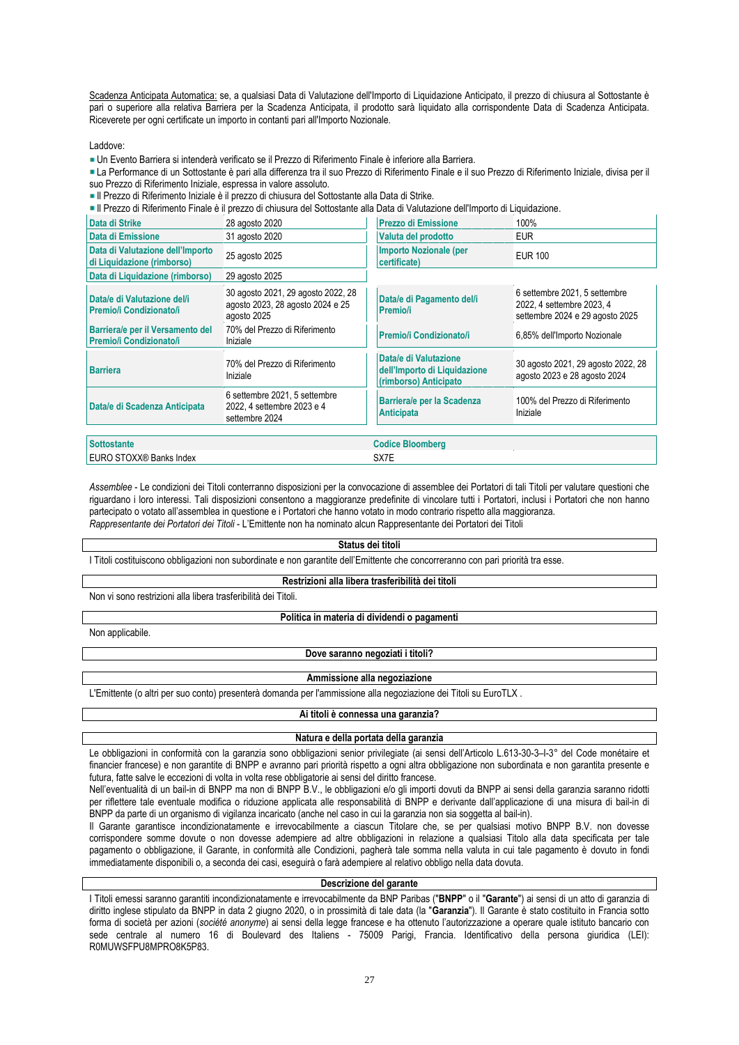Scadenza Anticipata Automatica: se, a qualsiasi Data di Valutazione dell'Importo di Liquidazione Anticipato, il prezzo di chiusura al Sottostante è pari o superiore alla relativa Barriera per la Scadenza Anticipata, il prodotto sarà liquidato alla corrispondente Data di Scadenza Anticipata. Riceverete per ogni certificate un importo in contanti pari all'Importo Nozionale.

Laddove:

- Un Evento Barriera si intenderà verificato se il Prezzo di Riferimento Finale è inferiore alla Barriera.
- La Performance di un Sottostante è pari alla differenza tra il suo Prezzo di Riferimento Finale e il suo Prezzo di Riferimento Iniziale, divisa per il suo Prezzo di Riferimento Iniziale, espressa in valore assoluto.
- Il Prezzo di Riferimento Iniziale è il prezzo di chiusura del Sottostante alla Data di Strike.
- Il Prezzo di Riferimento Finale è il prezzo di chiusura del Sottostante alla Data di Valutazione dell'Importo di Liquidazione.

| | | | |
|---|---|---|---|
| Data di Strike | 28 agosto 2020 | Prezzo di Emissione | 100% |
| Data di Emissione | 31 agosto 2020 | Valuta del prodotto | EUR |
| Data di Valutazione dell'Importo di Liquidazione (rimborso) | 25 agosto 2025 | Importo Nozionale (per certificate) | EUR 100 |
| Data di Liquidazione (rimborso) | 29 agosto 2025 | | |
| Data/e di Valutazione del/i Premio/i Condizionato/i | 30 agosto 2021, 29 agosto 2022, 28 agosto 2023, 28 agosto 2024 e 25 agosto 2025 | Data/e di Pagamento del/i Premio/i | 6 settembre 2021, 5 settembre 2022, 4 settembre 2023, 4 settembre 2024 e 29 agosto 2025 |
| Barriera/e per il Versamento del Premio/i Condizionato/i | 70% del Prezzo di Riferimento Iniziale | Premio/i Condizionato/i | 6,85% dell'Importo Nozionale |
| Barriera | 70% del Prezzo di Riferimento Iniziale | Data/e di Valutazione dell'Importo di Liquidazione (rimborso) Anticipato | 30 agosto 2021, 29 agosto 2022, 28 agosto 2023 e 28 agosto 2024 |
| Data/e di Scadenza Anticipata | 6 settembre 2021, 5 settembre 2022, 4 settembre 2023 e 4 settembre 2024 | Barriera/e per la Scadenza Anticipata | 100% del Prezzo di Riferimento Iniziale |

| Sottostante | Codice Bloomberg |
|---|---|
| EURO STOXX® Banks Index | SX7E |

*Assemblee* - Le condizioni dei Titoli conterranno disposizioni per la convocazione di assemblee dei Portatori di tali Titoli per valutare questioni che riguardano i loro interessi. Tali disposizioni consentono a maggioranze predefinite di vincolare tutti i Portatori, inclusi i Portatori che non hanno partecipato o votato all'assemblea in questione e i Portatori che hanno votato in modo contrario rispetto alla maggioranza.
*Rappresentante dei Portatori dei Titoli* - L'Emittente non ha nominato alcun Rappresentante dei Portatori dei Titoli

**Status dei titoli**

I Titoli costituiscono obbligazioni non subordinate e non garantite dell'Emittente che concorreranno con pari priorità tra esse.

**Restrizioni alla libera trasferibilità dei titoli**

Non vi sono restrizioni alla libera trasferibilità dei Titoli.

**Politica in materia di dividendi o pagamenti**

Non applicabile.

**Dove saranno negoziati i titoli?**

**Ammissione alla negoziazione**

L'Emittente (o altri per suo conto) presenterà domanda per l'ammissione alla negoziazione dei Titoli su EuroTLX .

**Ai titoli è connessa una garanzia?**

**Natura e della portata della garanzia**

Le obbligazioni in conformità con la garanzia sono obbligazioni senior privilegiate (ai sensi dell'Articolo L.613-30-3–I-3° del Code monétaire et financier francese) e non garantite di BNPP e avranno pari priorità rispetto a ogni altra obbligazione non subordinata e non garantita presente e futura, fatte salve le eccezioni di volta in volta rese obbligatorie ai sensi del diritto francese.
Nell'eventualità di un bail-in di BNPP ma non di BNPP B.V., le obbligazioni e/o gli importi dovuti da BNPP ai sensi della garanzia saranno ridotti per riflettere tale eventuale modifica o riduzione applicata alle responsabilità di BNPP e derivante dall'applicazione di una misura di bail-in di BNPP da parte di un organismo di vigilanza incaricato (anche nel caso in cui la garanzia non sia soggetta al bail-in).
Il Garante garantisce incondizionatamente e irrevocabilmente a ciascun Titolare che, se per qualsiasi motivo BNPP B.V. non dovesse corrispondere somme dovute o non dovesse adempiere ad altre obbligazioni in relazione a qualsiasi Titolo alla data specificata per tale pagamento o obbligazione, il Garante, in conformità alle Condizioni, pagherà tale somma nella valuta in cui tale pagamento è dovuto in fondi immediatamente disponibili o, a seconda dei casi, eseguirà o farà adempiere al relativo obbligo nella data dovuta.

**Descrizione del garante**

I Titoli emessi saranno garantiti incondizionatamente e irrevocabilmente da BNP Paribas ("**BNPP**" o il "**Garante**") ai sensi di un atto di garanzia di diritto inglese stipulato da BNPP in data 2 giugno 2020, o in prossimità di tale data (la "**Garanzia**"). Il Garante è stato costituito in Francia sotto forma di società per azioni (*société anonyme*) ai sensi della legge francese e ha ottenuto l'autorizzazione a operare quale istituto bancario con sede centrale al numero 16 di Boulevard des Italiens - 75009 Parigi, Francia. Identificativo della persona giuridica (LEI): R0MUWSFPU8MPRO8K5P83.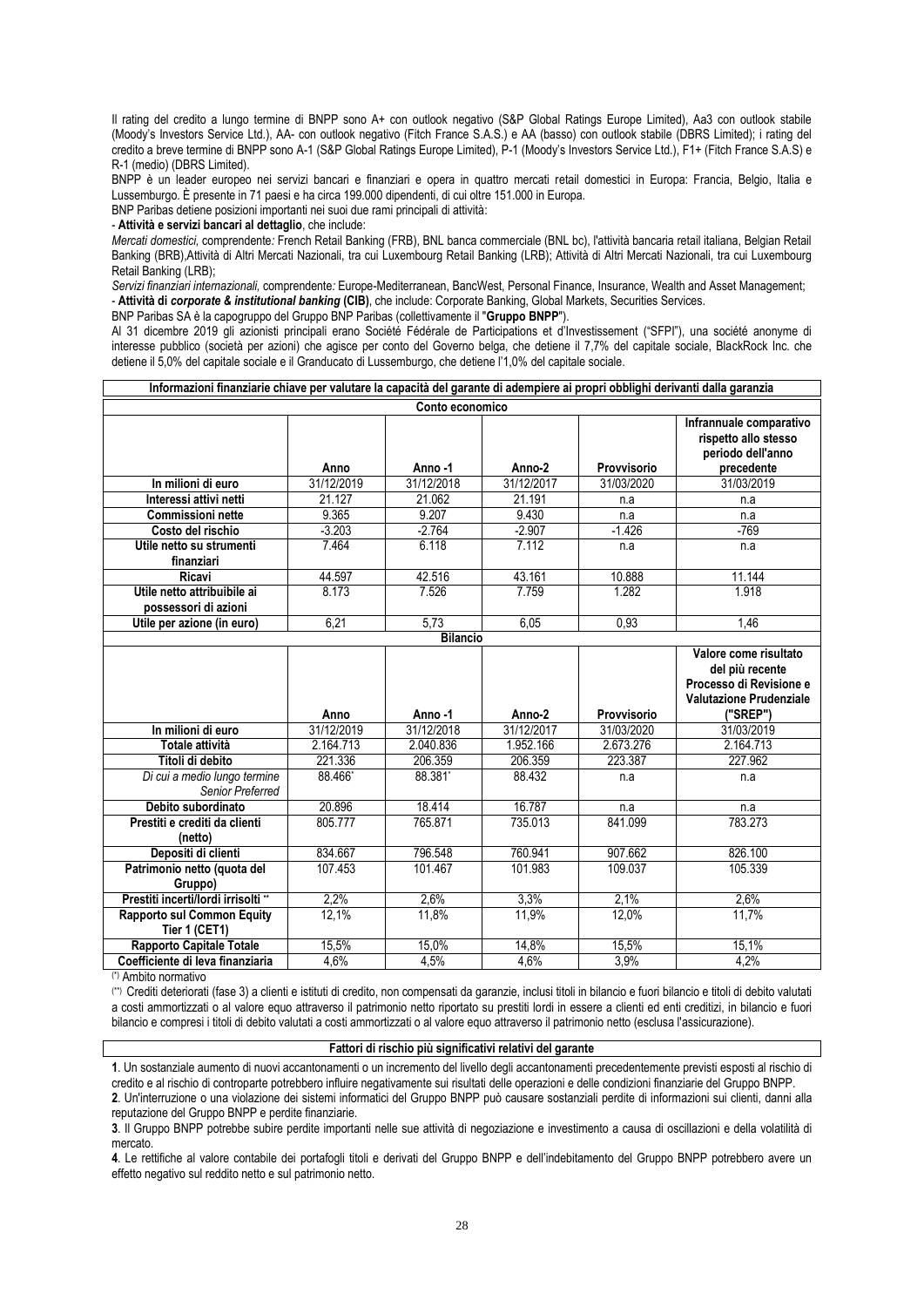Il rating del credito a lungo termine di BNPP sono A+ con outlook negativo (S&P Global Ratings Europe Limited), Aa3 con outlook stabile (Moody's Investors Service Ltd.), AA- con outlook negativo (Fitch France S.A.S.) e AA (basso) con outlook stabile (DBRS Limited); i rating del credito a breve termine di BNPP sono A-1 (S&P Global Ratings Europe Limited), P-1 (Moody's Investors Service Ltd.), F1+ (Fitch France S.A.S) e R-1 (medio) (DBRS Limited).

BNPP è un leader europeo nei servizi bancari e finanziari e opera in quattro mercati retail domestici in Europa: Francia, Belgio, Italia e Lussemburgo. È presente in 71 paesi e ha circa 199.000 dipendenti, di cui oltre 151.000 in Europa.

BNP Paribas detiene posizioni importanti nei suoi due rami principali di attività:

- **Attività e servizi bancari al dettaglio**, che include:

*Mercati domestici,* comprendente*:* French Retail Banking (FRB), BNL banca commerciale (BNL bc), l'attività bancaria retail italiana, Belgian Retail Banking (BRB),Attività di Altri Mercati Nazionali, tra cui Luxembourg Retail Banking (LRB); Attività di Altri Mercati Nazionali, tra cui Luxembourg Retail Banking (LRB);

*Servizi finanziari internazionali,* comprendente*:* Europe-Mediterranean, BancWest, Personal Finance, Insurance, Wealth and Asset Management;

- **Attività di *corporate & institutional banking* (CIB)**, che include: Corporate Banking, Global Markets, Securities Services.

BNP Paribas SA è la capogruppo del Gruppo BNP Paribas (collettivamente il "**Gruppo BNPP**").

Al 31 dicembre 2019 gli azionisti principali erano Société Fédérale de Participations et d'Investissement ("SFPI"), una société anonyme di interesse pubblico (società per azioni) che agisce per conto del Governo belga, che detiene il 7,7% del capitale sociale, BlackRock Inc. che detiene il 5,0% del capitale sociale e il Granducato di Lussemburgo, che detiene l'1,0% del capitale sociale.

**Informazioni finanziarie chiave per valutare la capacità del garante di adempiere ai propri obblighi derivanti dalla garanzia**

**Conto economico**

| | Anno | Anno -1 | Anno-2 | Provvisorio | Infrannuale comparativo rispetto allo stesso periodo dell'anno precedente |
|---|---|---|---|---|---|
| **In milioni di euro** | 31/12/2019 | 31/12/2018 | 31/12/2017 | 31/03/2020 | 31/03/2019 |
| **Interessi attivi netti** | 21.127 | 21.062 | 21.191 | n.a | n.a |
| **Commissioni nette** | 9.365 | 9.207 | 9.430 | n.a | n.a |
| **Costo del rischio** | -3.203 | -2.764 | -2.907 | -1.426 | -769 |
| **Utile netto su strumenti finanziari** | 7.464 | 6.118 | 7.112 | n.a | n.a |
| **Ricavi** | 44.597 | 42.516 | 43.161 | 10.888 | 11.144 |
| **Utile netto attribuibile ai possessori di azioni** | 8.173 | 7.526 | 7.759 | 1.282 | 1.918 |
| **Utile per azione (in euro)** | 6,21 | 5,73 | 6,05 | 0,93 | 1,46 |

**Bilancio**

| | Anno | Anno -1 | Anno-2 | Provvisorio | Valore come risultato del più recente Processo di Revisione e Valutazione Prudenziale ("SREP") |
|---|---|---|---|---|---|
| **In milioni di euro** | 31/12/2019 | 31/12/2018 | 31/12/2017 | 31/03/2020 | 31/03/2019 |
| **Totale attività** | 2.164.713 | 2.040.836 | 1.952.166 | 2.673.276 | 2.164.713 |
| **Titoli di debito** | 221.336 | 206.359 | 206.359 | 223.387 | 227.962 |
| *Di cui a medio lungo termine Senior Preferred* | 88.466* | 88.381* | 88.432 | n.a | n.a |
| **Debito subordinato** | 20.896 | 18.414 | 16.787 | n.a | n.a |
| **Prestiti e crediti da clienti (netto)** | 805.777 | 765.871 | 735.013 | 841.099 | 783.273 |
| **Depositi di clienti** | 834.667 | 796.548 | 760.941 | 907.662 | 826.100 |
| **Patrimonio netto (quota del Gruppo)** | 107.453 | 101.467 | 101.983 | 109.037 | 105.339 |
| **Prestiti incerti/lordi irrisolti \*\*** | 2,2% | 2,6% | 3,3% | 2,1% | 2,6% |
| **Rapporto sul Common Equity Tier 1 (CET1)** | 12,1% | 11,8% | 11,9% | 12,0% | 11,7% |
| **Rapporto Capitale Totale** | 15,5% | 15,0% | 14,8% | 15,5% | 15,1% |
| **Coefficiente di leva finanziaria** | 4,6% | 4,5% | 4,6% | 3,9% | 4,2% |

(*) Ambito normativo

(**) Crediti deteriorati (fase 3) a clienti e istituti di credito, non compensati da garanzie, inclusi titoli in bilancio e fuori bilancio e titoli di debito valutati a costi ammortizzati o al valore equo attraverso il patrimonio netto riportato su prestiti lordi in essere a clienti ed enti creditizi, in bilancio e fuori bilancio e compresi i titoli di debito valutati a costi ammortizzati o al valore equo attraverso il patrimonio netto (esclusa l'assicurazione).

**Fattori di rischio più significativi relativi del garante**

**1**. Un sostanziale aumento di nuovi accantonamenti o un incremento del livello degli accantonamenti precedentemente previsti esposti al rischio di credito e al rischio di controparte potrebbero influire negativamente sui risultati delle operazioni e delle condizioni finanziarie del Gruppo BNPP.

**2**. Un'interruzione o una violazione dei sistemi informatici del Gruppo BNPP può causare sostanziali perdite di informazioni sui clienti, danni alla reputazione del Gruppo BNPP e perdite finanziarie.

**3**. Il Gruppo BNPP potrebbe subire perdite importanti nelle sue attività di negoziazione e investimento a causa di oscillazioni e della volatilità di mercato.

**4**. Le rettifiche al valore contabile dei portafogli titoli e derivati del Gruppo BNPP e dell'indebitamento del Gruppo BNPP potrebbero avere un effetto negativo sul reddito netto e sul patrimonio netto.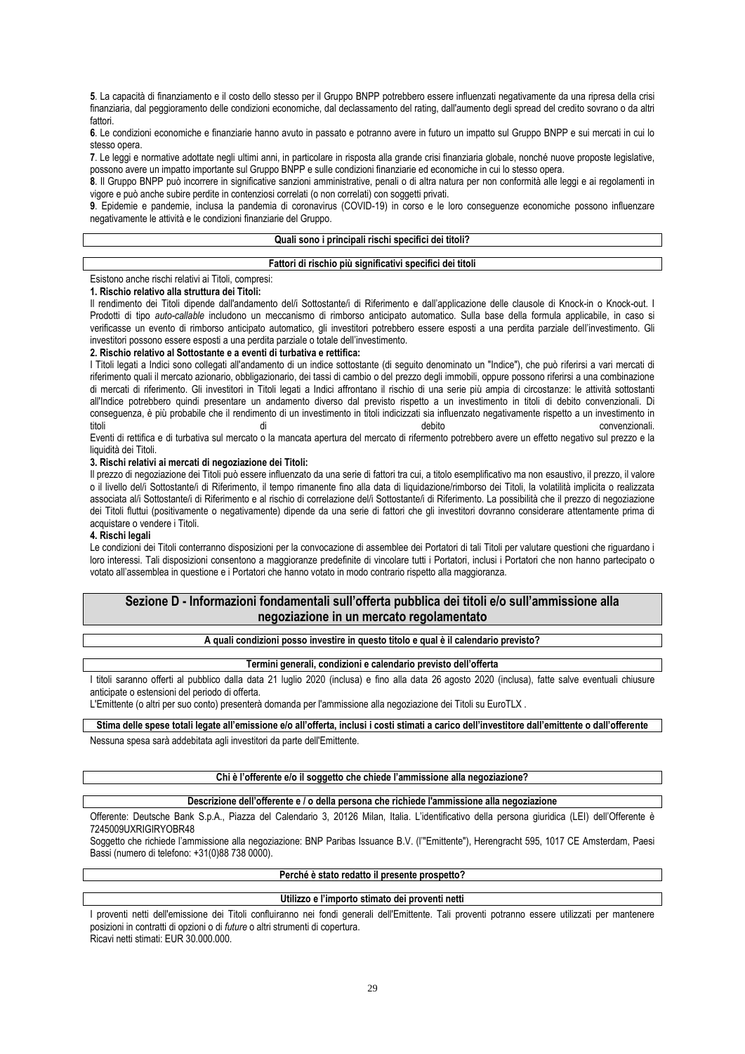**5**. La capacità di finanziamento e il costo dello stesso per il Gruppo BNPP potrebbero essere influenzati negativamente da una ripresa della crisi finanziaria, dal peggioramento delle condizioni economiche, dal declassamento del rating, dall'aumento degli spread del credito sovrano o da altri fattori.

**6**. Le condizioni economiche e finanziarie hanno avuto in passato e potranno avere in futuro un impatto sul Gruppo BNPP e sui mercati in cui lo stesso opera.

**7**. Le leggi e normative adottate negli ultimi anni, in particolare in risposta alla grande crisi finanziaria globale, nonché nuove proposte legislative, possono avere un impatto importante sul Gruppo BNPP e sulle condizioni finanziarie ed economiche in cui lo stesso opera.

**8**. Il Gruppo BNPP può incorrere in significative sanzioni amministrative, penali o di altra natura per non conformità alle leggi e ai regolamenti in vigore e può anche subire perdite in contenziosi correlati (o non correlati) con soggetti privati.

**9**. Epidemie e pandemie, inclusa la pandemia di coronavirus (COVID-19) in corso e le loro conseguenze economiche possono influenzare negativamente le attività e le condizioni finanziarie del Gruppo.

**Quali sono i principali rischi specifici dei titoli?**

**Fattori di rischio più significativi specifici dei titoli**

Esistono anche rischi relativi ai Titoli, compresi:

**1. Rischio relativo alla struttura dei Titoli:**

Il rendimento dei Titoli dipende dall'andamento del/i Sottostante/i di Riferimento e dall'applicazione delle clausole di Knock-in o Knock-out. I Prodotti di tipo *auto-callable* includono un meccanismo di rimborso anticipato automatico. Sulla base della formula applicabile, in caso si verificasse un evento di rimborso anticipato automatico, gli investitori potrebbero essere esposti a una perdita parziale dell'investimento. Gli investitori possono essere esposti a una perdita parziale o totale dell'investimento.

**2. Rischio relativo al Sottostante e a eventi di turbativa e rettifica:**

I Titoli legati a Indici sono collegati all'andamento di un indice sottostante (di seguito denominato un "Indice"), che può riferirsi a vari mercati di riferimento quali il mercato azionario, obbligazionario, dei tassi di cambio o del prezzo degli immobili, oppure possono riferirsi a una combinazione di mercati di riferimento. Gli investitori in Titoli legati a Indici affrontano il rischio di una serie più ampia di circostanze: le attività sottostanti all'Indice potrebbero quindi presentare un andamento diverso dal previsto rispetto a un investimento in titoli di debito convenzionali. Di conseguenza, è più probabile che il rendimento di un investimento in titoli indicizzati sia influenzato negativamente rispetto a un investimento in titoli di debito convenzionali.

Eventi di rettifica e di turbativa sul mercato o la mancata apertura del mercato di rifermento potrebbero avere un effetto negativo sul prezzo e la liquidità dei Titoli.

**3. Rischi relativi ai mercati di negoziazione dei Titoli:**

Il prezzo di negoziazione dei Titoli può essere influenzato da una serie di fattori tra cui, a titolo esemplificativo ma non esaustivo, il prezzo, il valore o il livello del/i Sottostante/i di Riferimento, il tempo rimanente fino alla data di liquidazione/rimborso dei Titoli, la volatilità implicita o realizzata associata al/i Sottostante/i di Riferimento e al rischio di correlazione del/i Sottostante/i di Riferimento. La possibilità che il prezzo di negoziazione dei Titoli fluttui (positivamente o negativamente) dipende da una serie di fattori che gli investitori dovranno considerare attentamente prima di acquistare o vendere i Titoli.

**4. Rischi legali**

Le condizioni dei Titoli conterranno disposizioni per la convocazione di assemblee dei Portatori di tali Titoli per valutare questioni che riguardano i loro interessi. Tali disposizioni consentono a maggioranze predefinite di vincolare tutti i Portatori, inclusi i Portatori che non hanno partecipato o votato all'assemblea in questione e i Portatori che hanno votato in modo contrario rispetto alla maggioranza.

## Sezione D - Informazioni fondamentali sull'offerta pubblica dei titoli e/o sull'ammissione alla negoziazione in un mercato regolamentato

**A quali condizioni posso investire in questo titolo e qual è il calendario previsto?**

**Termini generali, condizioni e calendario previsto dell'offerta**

I titoli saranno offerti al pubblico dalla data 21 luglio 2020 (inclusa) e fino alla data 26 agosto 2020 (inclusa), fatte salve eventuali chiusure anticipate o estensioni del periodo di offerta.

L'Emittente (o altri per suo conto) presenterà domanda per l'ammissione alla negoziazione dei Titoli su EuroTLX .

**Stima delle spese totali legate all'emissione e/o all'offerta, inclusi i costi stimati a carico dell'investitore dall'emittente o dall'offerente**

Nessuna spesa sarà addebitata agli investitori da parte dell'Emittente.

**Chi è l'offerente e/o il soggetto che chiede l'ammissione alla negoziazione?**

**Descrizione dell'offerente e / o della persona che richiede l'ammissione alla negoziazione**

Offerente: Deutsche Bank S.p.A., Piazza del Calendario 3, 20126 Milan, Italia. L'identificativo della persona giuridica (LEI) dell'Offerente è 7245009UXRIGIRYOBR48

Soggetto che richiede l'ammissione alla negoziazione: BNP Paribas Issuance B.V. (l'"Emittente"), Herengracht 595, 1017 CE Amsterdam, Paesi Bassi (numero di telefono: +31(0)88 738 0000).

**Perché è stato redatto il presente prospetto?**

**Utilizzo e l'importo stimato dei proventi netti**

I proventi netti dell'emissione dei Titoli confluiranno nei fondi generali dell'Emittente. Tali proventi potranno essere utilizzati per mantenere posizioni in contratti di opzioni o di *future* o altri strumenti di copertura.

Ricavi netti stimati: EUR 30.000.000.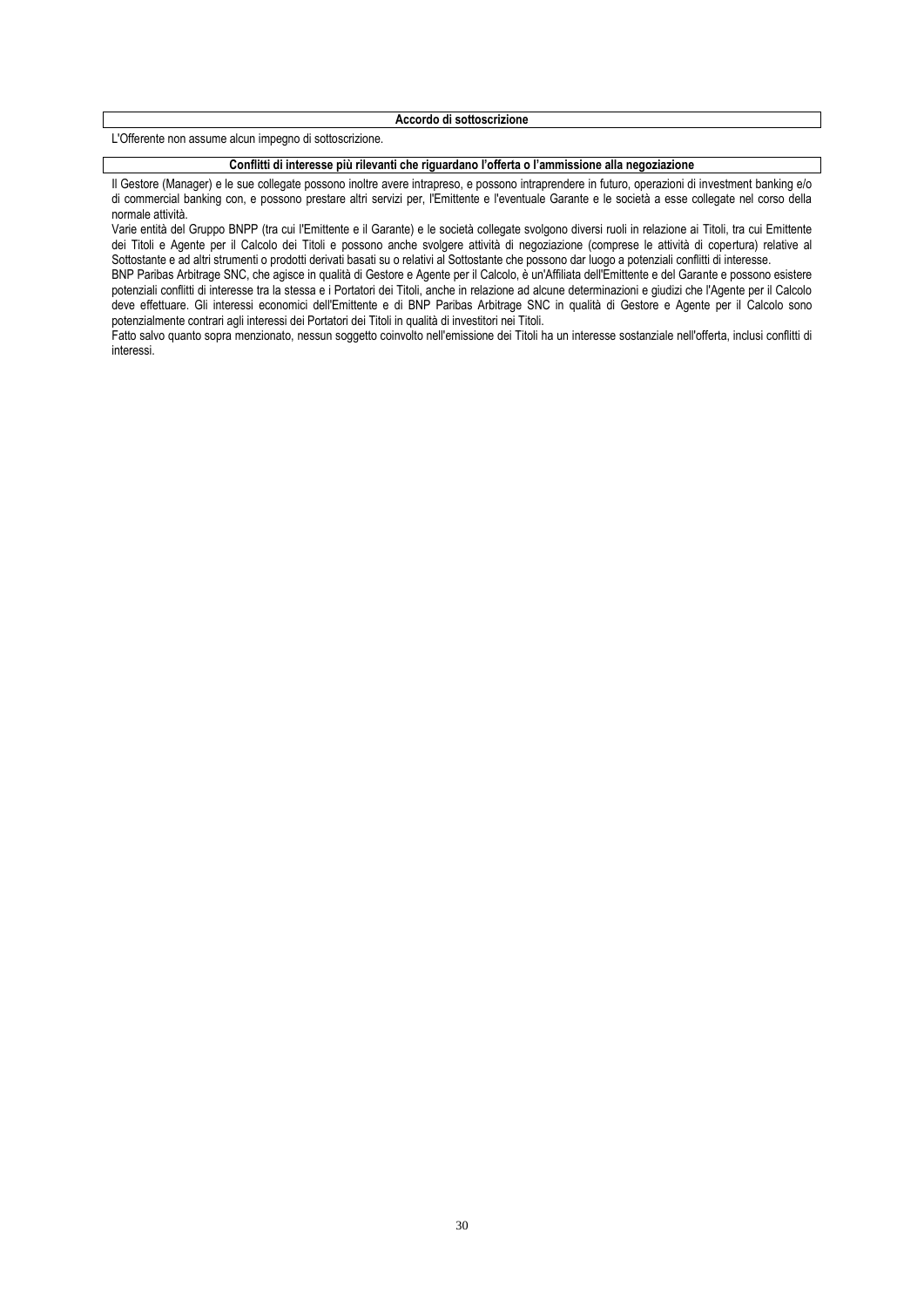**Accordo di sottoscrizione**

L'Offerente non assume alcun impegno di sottoscrizione.

**Conflitti di interesse più rilevanti che riguardano l'offerta o l'ammissione alla negoziazione**

Il Gestore (Manager) e le sue collegate possono inoltre avere intrapreso, e possono intraprendere in futuro, operazioni di investment banking e/o di commercial banking con, e possono prestare altri servizi per, l'Emittente e l'eventuale Garante e le società a esse collegate nel corso della normale attività.

Varie entità del Gruppo BNPP (tra cui l'Emittente e il Garante) e le società collegate svolgono diversi ruoli in relazione ai Titoli, tra cui Emittente dei Titoli e Agente per il Calcolo dei Titoli e possono anche svolgere attività di negoziazione (comprese le attività di copertura) relative al Sottostante e ad altri strumenti o prodotti derivati basati su o relativi al Sottostante che possono dar luogo a potenziali conflitti di interesse.

BNP Paribas Arbitrage SNC, che agisce in qualità di Gestore e Agente per il Calcolo, è un'Affiliata dell'Emittente e del Garante e possono esistere potenziali conflitti di interesse tra la stessa e i Portatori dei Titoli, anche in relazione ad alcune determinazioni e giudizi che l'Agente per il Calcolo deve effettuare. Gli interessi economici dell'Emittente e di BNP Paribas Arbitrage SNC in qualità di Gestore e Agente per il Calcolo sono potenzialmente contrari agli interessi dei Portatori dei Titoli in qualità di investitori nei Titoli.

Fatto salvo quanto sopra menzionato, nessun soggetto coinvolto nell'emissione dei Titoli ha un interesse sostanziale nell'offerta, inclusi conflitti di interessi.